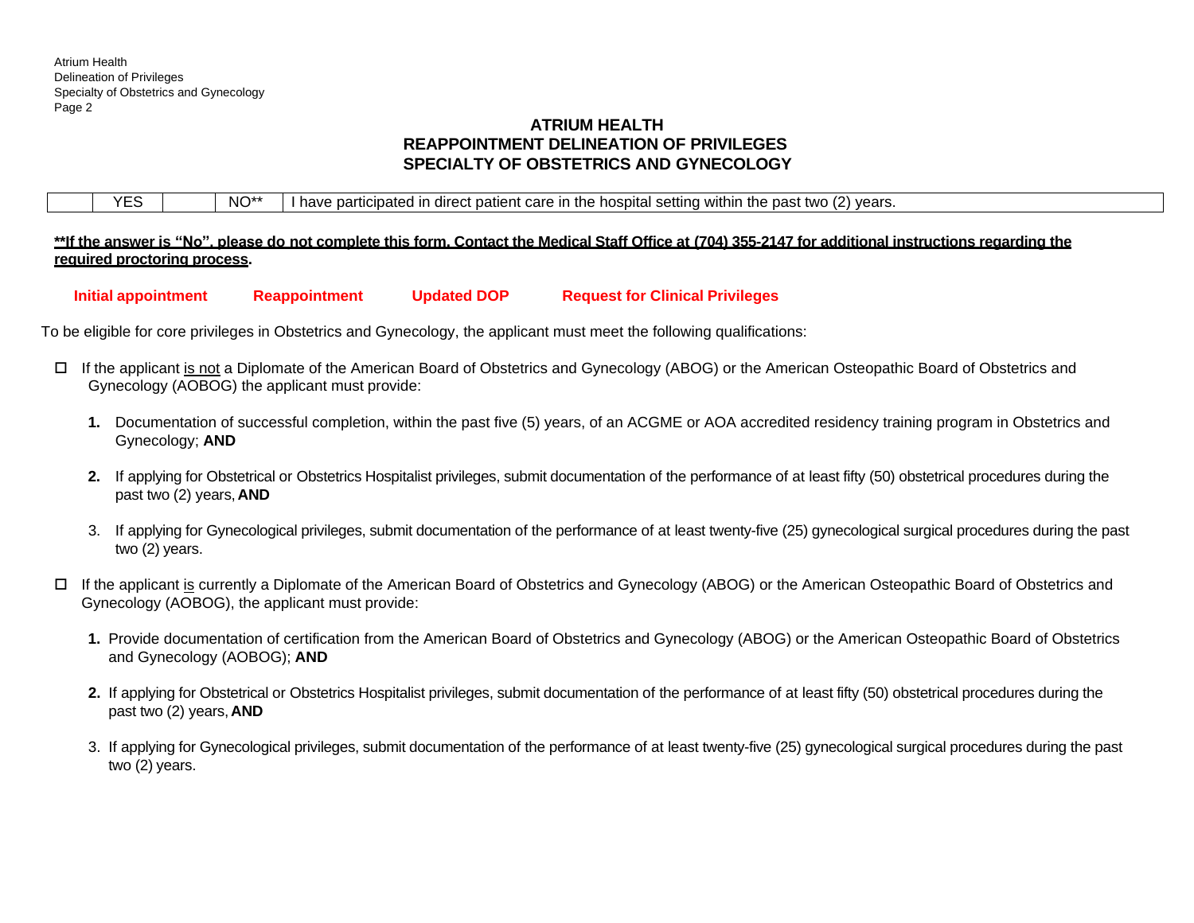# ATRIUM HEALTH
## REAPPOINTMENT DELINEATION OF PRIVILEGES
## SPECIALTY OF OBSTETRICS AND GYNECOLOGY

| | YES | | NO** | I have participated in direct patient care in the hospital setting within the past two (2) years. |
|---|---|---|---|---|

**<u>**If the answer is "No", please do not complete this form. Contact the Medical Staff Office at (704) 355-2147 for additional instructions regarding the required proctoring process</u>.**

**Initial appointment** **Reappointment** **Updated DOP** **Request for Clinical Privileges**

To be eligible for core privileges in Obstetrics and Gynecology, the applicant must meet the following qualifications:

- ☐ If the applicant <u>is not</u> a Diplomate of the American Board of Obstetrics and Gynecology (ABOG) or the American Osteopathic Board of Obstetrics and Gynecology (AOBOG) the applicant must provide:

  1. Documentation of successful completion, within the past five (5) years, of an ACGME or AOA accredited residency training program in Obstetrics and Gynecology; **AND**
  2. If applying for Obstetrical or Obstetrics Hospitalist privileges, submit documentation of the performance of at least fifty (50) obstetrical procedures during the past two (2) years, **AND**
  3. If applying for Gynecological privileges, submit documentation of the performance of at least twenty-five (25) gynecological surgical procedures during the past two (2) years.

- ☐ If the applicant <u>is</u> currently a Diplomate of the American Board of Obstetrics and Gynecology (ABOG) or the American Osteopathic Board of Obstetrics and Gynecology (AOBOG), the applicant must provide:

  1. Provide documentation of certification from the American Board of Obstetrics and Gynecology (ABOG) or the American Osteopathic Board of Obstetrics and Gynecology (AOBOG); **AND**
  2. If applying for Obstetrical or Obstetrics Hospitalist privileges, submit documentation of the performance of at least fifty (50) obstetrical procedures during the past two (2) years, **AND**
  3. If applying for Gynecological privileges, submit documentation of the performance of at least twenty-five (25) gynecological surgical procedures during the past two (2) years.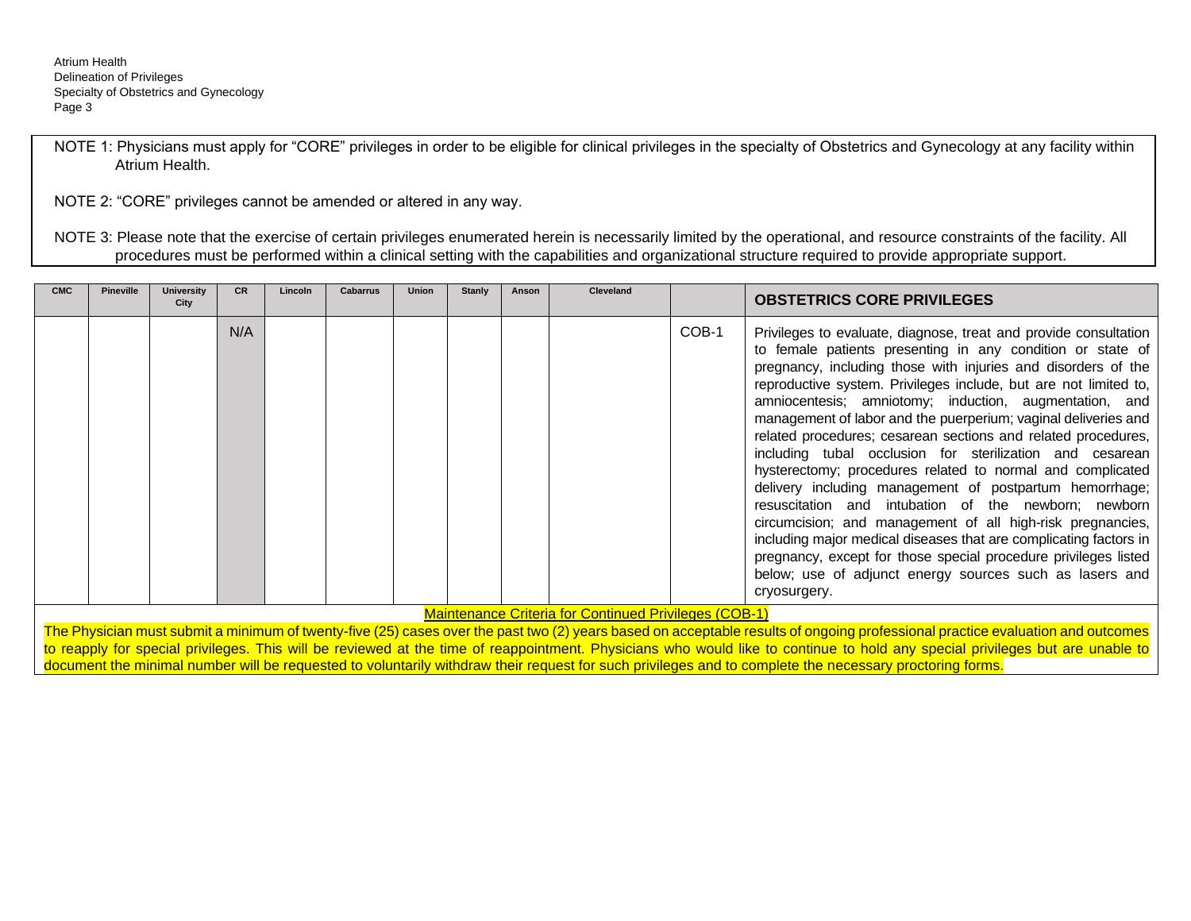NOTE 1: Physicians must apply for "CORE" privileges in order to be eligible for clinical privileges in the specialty of Obstetrics and Gynecology at any facility within Atrium Health.

NOTE 2: "CORE" privileges cannot be amended or altered in any way.

NOTE 3: Please note that the exercise of certain privileges enumerated herein is necessarily limited by the operational, and resource constraints of the facility. All procedures must be performed within a clinical setting with the capabilities and organizational structure required to provide appropriate support.

| CMC | Pineville | University City | CR | Lincoln | Cabarrus | Union | Stanly | Anson | Cleveland | | **OBSTETRICS CORE PRIVILEGES** |
|---|---|---|---|---|---|---|---|---|---|---|---|
| | | | N/A | | | | | | | COB-1 | Privileges to evaluate, diagnose, treat and provide consultation to female patients presenting in any condition or state of pregnancy, including those with injuries and disorders of the reproductive system. Privileges include, but are not limited to, amniocentesis; amniotomy; induction, augmentation, and management of labor and the puerperium; vaginal deliveries and related procedures; cesarean sections and related procedures, including tubal occlusion for sterilization and cesarean hysterectomy; procedures related to normal and complicated delivery including management of postpartum hemorrhage; resuscitation and intubation of the newborn; newborn circumcision; and management of all high-risk pregnancies, including major medical diseases that are complicating factors in pregnancy, except for those special procedure privileges listed below; use of adjunct energy sources such as lasers and cryosurgery. |

Maintenance Criteria for Continued Privileges (COB-1)

The Physician must submit a minimum of twenty-five (25) cases over the past two (2) years based on acceptable results of ongoing professional practice evaluation and outcomes to reapply for special privileges. This will be reviewed at the time of reappointment. Physicians who would like to continue to hold any special privileges but are unable to document the minimal number will be requested to voluntarily withdraw their request for such privileges and to complete the necessary proctoring forms.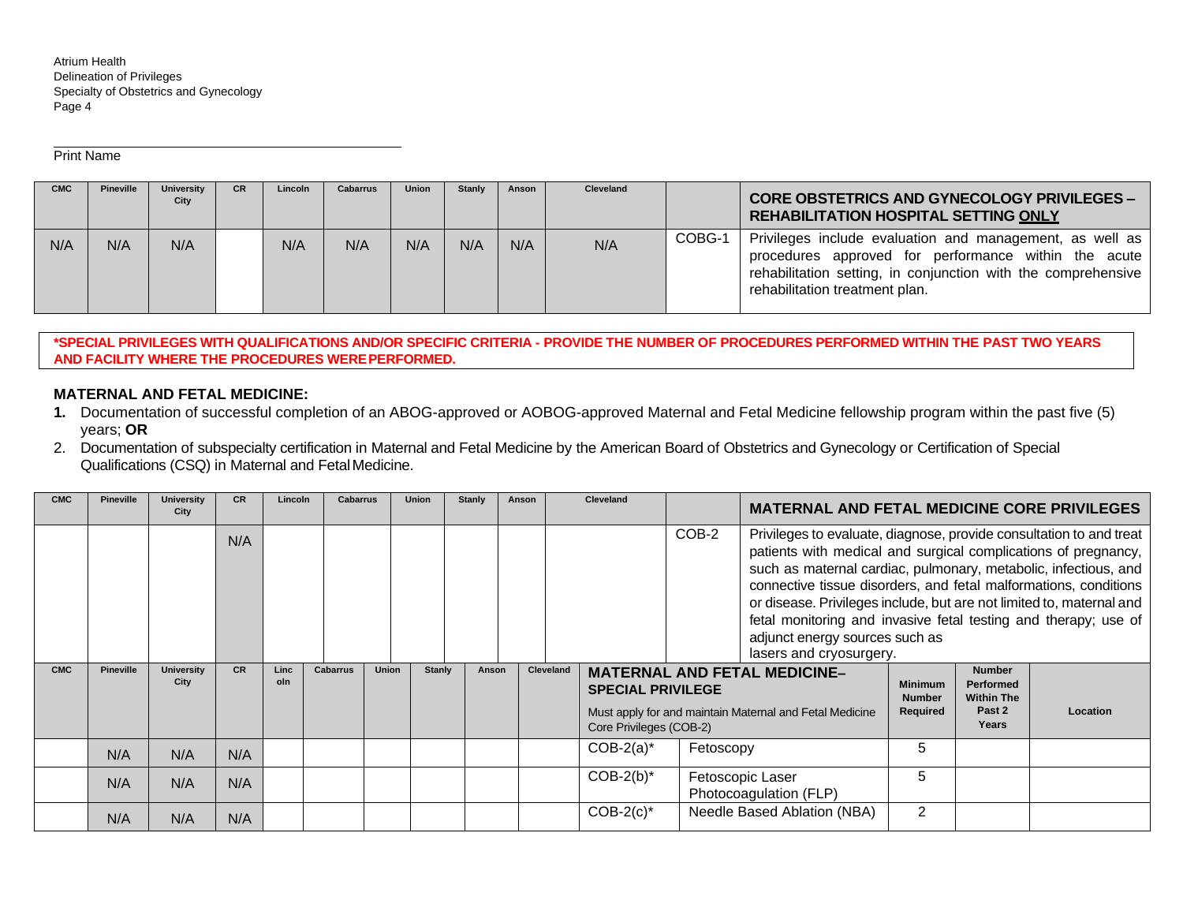Print Name

| CMC | Pineville | University City | CR | Lincoln | Cabarrus | Union | Stanly | Anson | Cleveland | | **CORE OBSTETRICS AND GYNECOLOGY PRIVILEGES – REHABILITATION HOSPITAL SETTING ONLY** |
|---|---|---|---|---|---|---|---|---|---|---|---|
| N/A | N/A | N/A | | N/A | N/A | N/A | N/A | N/A | N/A | COBG-1 | Privileges include evaluation and management, as well as procedures approved for performance within the acute rehabilitation setting, in conjunction with the comprehensive rehabilitation treatment plan. |

**\*SPECIAL PRIVILEGES WITH QUALIFICATIONS AND/OR SPECIFIC CRITERIA - PROVIDE THE NUMBER OF PROCEDURES PERFORMED WITHIN THE PAST TWO YEARS AND FACILITY WHERE THE PROCEDURES WERE PERFORMED.**

**MATERNAL AND FETAL MEDICINE:**

1. Documentation of successful completion of an ABOG-approved or AOBOG-approved Maternal and Fetal Medicine fellowship program within the past five (5) years; **OR**
2. Documentation of subspecialty certification in Maternal and Fetal Medicine by the American Board of Obstetrics and Gynecology or Certification of Special Qualifications (CSQ) in Maternal and Fetal Medicine.

| CMC | Pineville | University City | CR | Lincoln | Cabarrus | Union | Stanly | Anson | Cleveland | | **MATERNAL AND FETAL MEDICINE CORE PRIVILEGES** |
|---|---|---|---|---|---|---|---|---|---|---|---|
| | | | N/A | | | | | | | COB-2 | Privileges to evaluate, diagnose, provide consultation to and treat patients with medical and surgical complications of pregnancy, such as maternal cardiac, pulmonary, metabolic, infectious, and connective tissue disorders, and fetal malformations, conditions or disease. Privileges include, but are not limited to, maternal and fetal monitoring and invasive fetal testing and therapy; use of adjunct energy sources such as lasers and cryosurgery. |

| CMC | Pineville | University City | CR | Lincoln | Cabarrus | Union | Stanly | Anson | Cleveland | **MATERNAL AND FETAL MEDICINE– SPECIAL PRIVILEGE** Must apply for and maintain Maternal and Fetal Medicine Core Privileges (COB-2) | | Minimum Number Required | Number Performed Within The Past 2 Years | Location |
|---|---|---|---|---|---|---|---|---|---|---|---|---|---|---|
| | N/A | N/A | N/A | | | | | | | COB-2(a)* | Fetoscopy | 5 | | |
| | N/A | N/A | N/A | | | | | | | COB-2(b)* | Fetoscopic Laser Photocoagulation (FLP) | 5 | | |
| | N/A | N/A | N/A | | | | | | | COB-2(c)* | Needle Based Ablation (NBA) | 2 | | |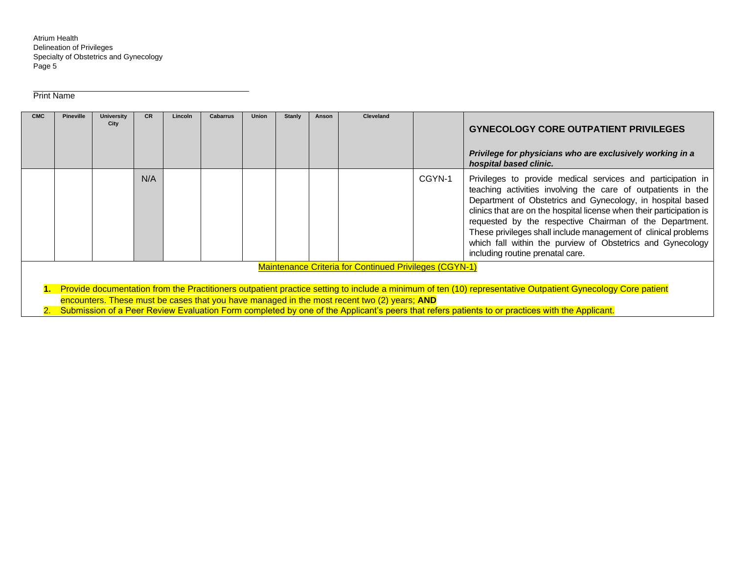______________________________
Print Name

| CMC | Pineville | University City | CR | Lincoln | Cabarrus | Union | Stanly | Anson | Cleveland | | **GYNECOLOGY CORE OUTPATIENT PRIVILEGES**<br><br>***Privilege for physicians who are exclusively working in a hospital based clinic.*** |
|---|---|---|---|---|---|---|---|---|---|---|---|
| | | | N/A | | | | | | | CGYN-1 | Privileges to provide medical services and participation in teaching activities involving the care of outpatients in the Department of Obstetrics and Gynecology, in hospital based clinics that are on the hospital license when their participation is requested by the respective Chairman of the Department. These privileges shall include management of clinical problems which fall within the purview of Obstetrics and Gynecology including routine prenatal care. |

Maintenance Criteria for Continued Privileges (CGYN-1)

1. Provide documentation from the Practitioners outpatient practice setting to include a minimum of ten (10) representative Outpatient Gynecology Core patient encounters. These must be cases that you have managed in the most recent two (2) years; **AND**
2. Submission of a Peer Review Evaluation Form completed by one of the Applicant's peers that refers patients to or practices with the Applicant.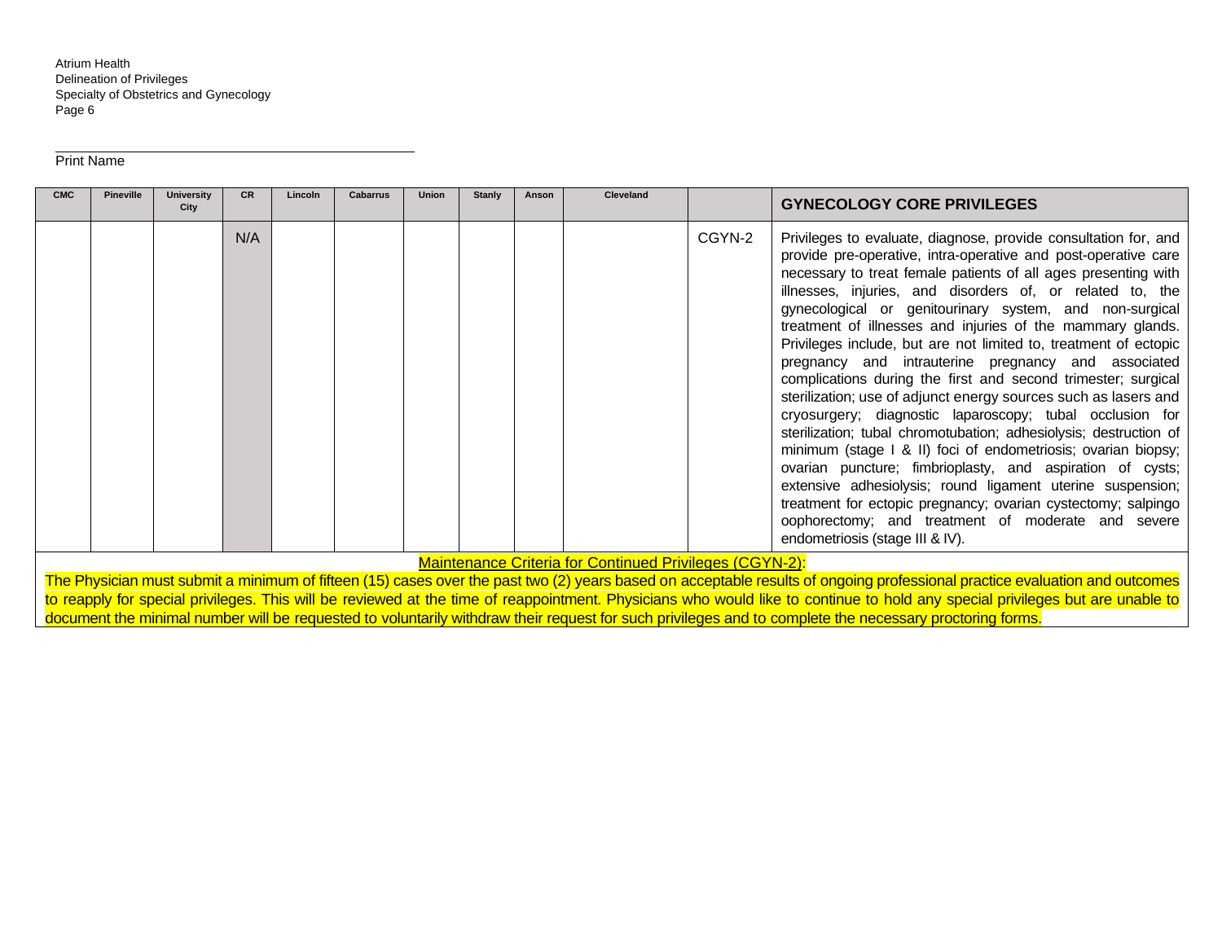Print Name

| CMC | Pineville | University City | CR | Lincoln | Cabarrus | Union | Stanly | Anson | Cleveland | | GYNECOLOGY CORE PRIVILEGES |
|---|---|---|---|---|---|---|---|---|---|---|---|
| | | | N/A | | | | | | | CGYN-2 | Privileges to evaluate, diagnose, provide consultation for, and provide pre-operative, intra-operative and post-operative care necessary to treat female patients of all ages presenting with illnesses, injuries, and disorders of, or related to, the gynecological or genitourinary system, and non-surgical treatment of illnesses and injuries of the mammary glands. Privileges include, but are not limited to, treatment of ectopic pregnancy and intrauterine pregnancy and associated complications during the first and second trimester; surgical sterilization; use of adjunct energy sources such as lasers and cryosurgery; diagnostic laparoscopy; tubal occlusion for sterilization; tubal chromotubation; adhesiolysis; destruction of minimum (stage I & II) foci of endometriosis; ovarian biopsy; ovarian puncture; fimbrioplasty, and aspiration of cysts; extensive adhesiolysis; round ligament uterine suspension; treatment for ectopic pregnancy; ovarian cystectomy; salpingo oophorectomy; and treatment of moderate and severe endometriosis (stage III & IV). |

Maintenance Criteria for Continued Privileges (CGYN-2):

The Physician must submit a minimum of fifteen (15) cases over the past two (2) years based on acceptable results of ongoing professional practice evaluation and outcomes to reapply for special privileges. This will be reviewed at the time of reappointment. Physicians who would like to continue to hold any special privileges but are unable to document the minimal number will be requested to voluntarily withdraw their request for such privileges and to complete the necessary proctoring forms.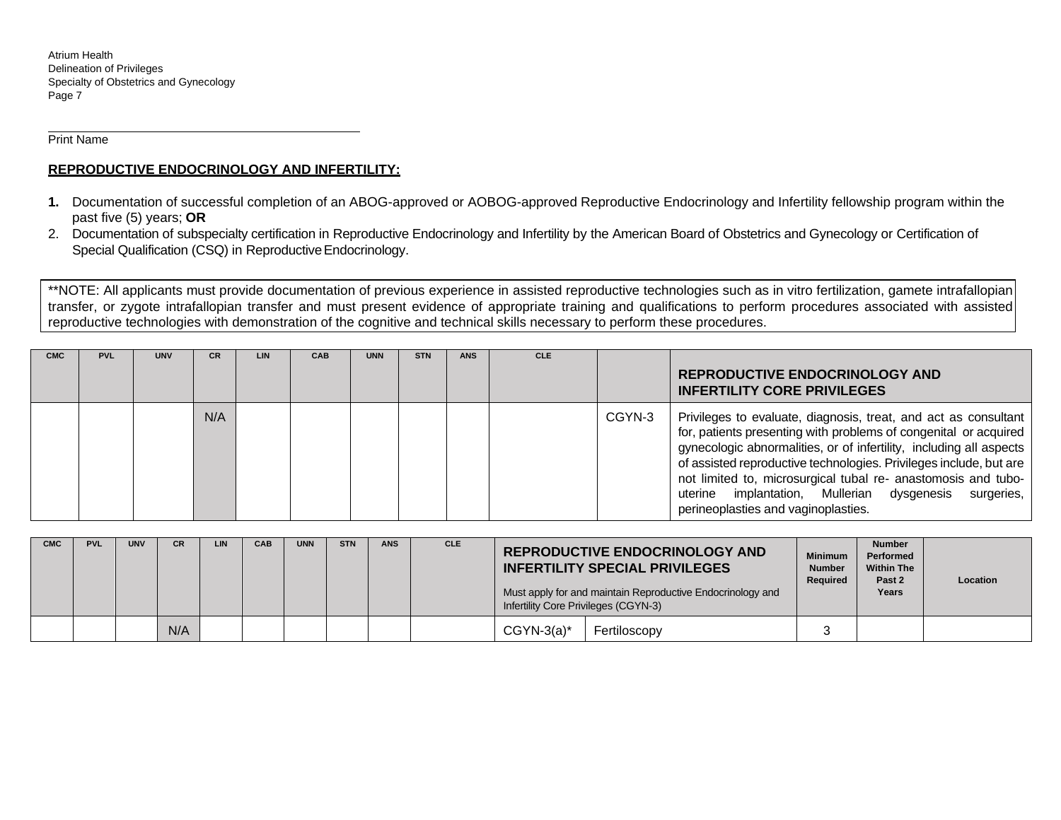Print Name

**REPRODUCTIVE ENDOCRINOLOGY AND INFERTILITY:**

1. Documentation of successful completion of an ABOG-approved or AOBOG-approved Reproductive Endocrinology and Infertility fellowship program within the past five (5) years; **OR**
2. Documentation of subspecialty certification in Reproductive Endocrinology and Infertility by the American Board of Obstetrics and Gynecology or Certification of Special Qualification (CSQ) in Reproductive Endocrinology.

**NOTE: All applicants must provide documentation of previous experience in assisted reproductive technologies such as in vitro fertilization, gamete intrafallopian transfer, or zygote intrafallopian transfer and must present evidence of appropriate training and qualifications to perform procedures associated with assisted reproductive technologies with demonstration of the cognitive and technical skills necessary to perform these procedures.

| CMC | PVL | UNV | CR | LIN | CAB | UNN | STN | ANS | CLE | | **REPRODUCTIVE ENDOCRINOLOGY AND INFERTILITY CORE PRIVILEGES** |
|---|---|---|---|---|---|---|---|---|---|---|---|
| | | | N/A | | | | | | | CGYN-3 | Privileges to evaluate, diagnosis, treat, and act as consultant for, patients presenting with problems of congenital or acquired gynecologic abnormalities, or of infertility, including all aspects of assisted reproductive technologies. Privileges include, but are not limited to, microsurgical tubal re- anastomosis and tubo-uterine implantation, Mullerian dysgenesis surgeries, perineoplasties and vaginoplasties. |

| CMC | PVL | UNV | CR | LIN | CAB | UNN | STN | ANS | CLE | **REPRODUCTIVE ENDOCRINOLOGY AND INFERTILITY SPECIAL PRIVILEGES** Must apply for and maintain Reproductive Endocrinology and Infertility Core Privileges (CGYN-3) | | Minimum Number Required | Number Performed Within The Past 2 Years | Location |
|---|---|---|---|---|---|---|---|---|---|---|---|---|---|---|
| | | | N/A | | | | | | | CGYN-3(a)* | Fertiloscopy | 3 | | |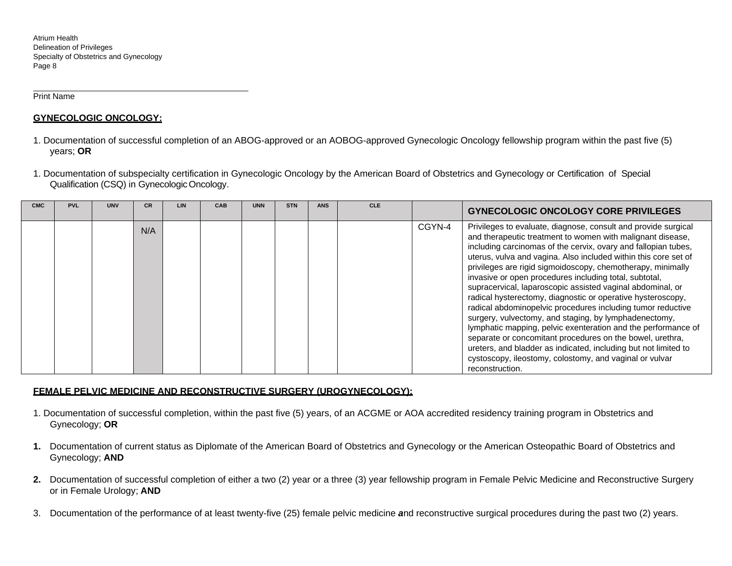Print Name

## GYNECOLOGIC ONCOLOGY:

1. Documentation of successful completion of an ABOG-approved or an AOBOG-approved Gynecologic Oncology fellowship program within the past five (5) years; **OR**

1. Documentation of subspecialty certification in Gynecologic Oncology by the American Board of Obstetrics and Gynecology or Certification of Special Qualification (CSQ) in Gynecologic Oncology.

| CMC | PVL | UNV | CR | LIN | CAB | UNN | STN | ANS | CLE | | GYNECOLOGIC ONCOLOGY CORE PRIVILEGES |
|---|---|---|---|---|---|---|---|---|---|---|---|
| | | | N/A | | | | | | | CGYN-4 | Privileges to evaluate, diagnose, consult and provide surgical and therapeutic treatment to women with malignant disease, including carcinomas of the cervix, ovary and fallopian tubes, uterus, vulva and vagina. Also included within this core set of privileges are rigid sigmoidoscopy, chemotherapy, minimally invasive or open procedures including total, subtotal, supracervical, laparoscopic assisted vaginal abdominal, or radical hysterectomy, diagnostic or operative hysteroscopy, radical abdominopelvic procedures including tumor reductive surgery, vulvectomy, and staging, by lymphadenectomy, lymphatic mapping, pelvic exenteration and the performance of separate or concomitant procedures on the bowel, urethra, ureters, and bladder as indicated, including but not limited to cystoscopy, ileostomy, colostomy, and vaginal or vulvar reconstruction. |

## FEMALE PELVIC MEDICINE AND RECONSTRUCTIVE SURGERY (UROGYNECOLOGY):

1. Documentation of successful completion, within the past five (5) years, of an ACGME or AOA accredited residency training program in Obstetrics and Gynecology; **OR**

**1.** Documentation of current status as Diplomate of the American Board of Obstetrics and Gynecology or the American Osteopathic Board of Obstetrics and Gynecology; **AND**

**2.** Documentation of successful completion of either a two (2) year or a three (3) year fellowship program in Female Pelvic Medicine and Reconstructive Surgery or in Female Urology; **AND**

3. Documentation of the performance of at least twenty-five (25) female pelvic medicine ***a***nd reconstructive surgical procedures during the past two (2) years.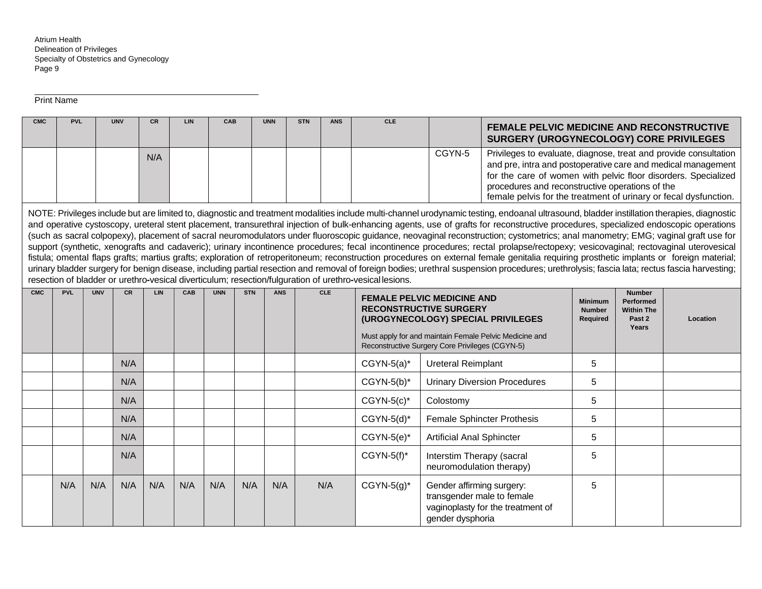Atrium Health
Delineation of Privileges
Specialty of Obstetrics and Gynecology

Print Name

| CMC | PVL | UNV | CR | LIN | CAB | UNN | STN | ANS | CLE | | FEMALE PELVIC MEDICINE AND RECONSTRUCTIVE SURGERY (UROGYNECOLOGY) CORE PRIVILEGES |
|---|---|---|---|---|---|---|---|---|---|---|---|
| | | | N/A | | | | | | | CGYN-5 | Privileges to evaluate, diagnose, treat and provide consultation and pre, intra and postoperative care and medical management for the care of women with pelvic floor disorders. Specialized procedures and reconstructive operations of the female pelvis for the treatment of urinary or fecal dysfunction. |

NOTE: Privileges include but are limited to, diagnostic and treatment modalities include multi-channel urodynamic testing, endoanal ultrasound, bladder instillation therapies, diagnostic and operative cystoscopy, ureteral stent placement, transurethral injection of bulk-enhancing agents, use of grafts for reconstructive procedures, specialized endoscopic operations (such as sacral colpopexy), placement of sacral neuromodulators under fluoroscopic guidance, neovaginal reconstruction; cystometrics; anal manometry; EMG; vaginal graft use for support (synthetic, xenografts and cadaveric); urinary incontinence procedures; fecal incontinence procedures; rectal prolapse/rectopexy; vesicovaginal; rectovaginal uterovesical fistula; omental flaps grafts; martius grafts; exploration of retroperitoneum; reconstruction procedures on external female genitalia requiring prosthetic implants or foreign material; urinary bladder surgery for benign disease, including partial resection and removal of foreign bodies; urethral suspension procedures; urethrolysis; fascia lata; rectus fascia harvesting; resection of bladder or urethro-vesical diverticulum; resection/fulguration of urethro-vesical lesions.

| CMC | PVL | UNV | CR | LIN | CAB | UNN | STN | ANS | CLE | FEMALE PELVIC MEDICINE AND RECONSTRUCTIVE SURGERY (UROGYNECOLOGY) SPECIAL PRIVILEGES<br>Must apply for and maintain Female Pelvic Medicine and Reconstructive Surgery Core Privileges (CGYN-5) | | Minimum Number Required | Number Performed Within The Past 2 Years | Location |
|---|---|---|---|---|---|---|---|---|---|---|---|---|---|---|
| | | | N/A | | | | | | | CGYN-5(a)* | Ureteral Reimplant | 5 | | |
| | | | N/A | | | | | | | CGYN-5(b)* | Urinary Diversion Procedures | 5 | | |
| | | | N/A | | | | | | | CGYN-5(c)* | Colostomy | 5 | | |
| | | | N/A | | | | | | | CGYN-5(d)* | Female Sphincter Prothesis | 5 | | |
| | | | N/A | | | | | | | CGYN-5(e)* | Artificial Anal Sphincter | 5 | | |
| | | | N/A | | | | | | | CGYN-5(f)* | Interstim Therapy (sacral neuromodulation therapy) | 5 | | |
| | N/A | N/A | N/A | N/A | N/A | N/A | N/A | N/A | N/A | CGYN-5(g)* | Gender affirming surgery: transgender male to female vaginoplasty for the treatment of gender dysphoria | 5 | | |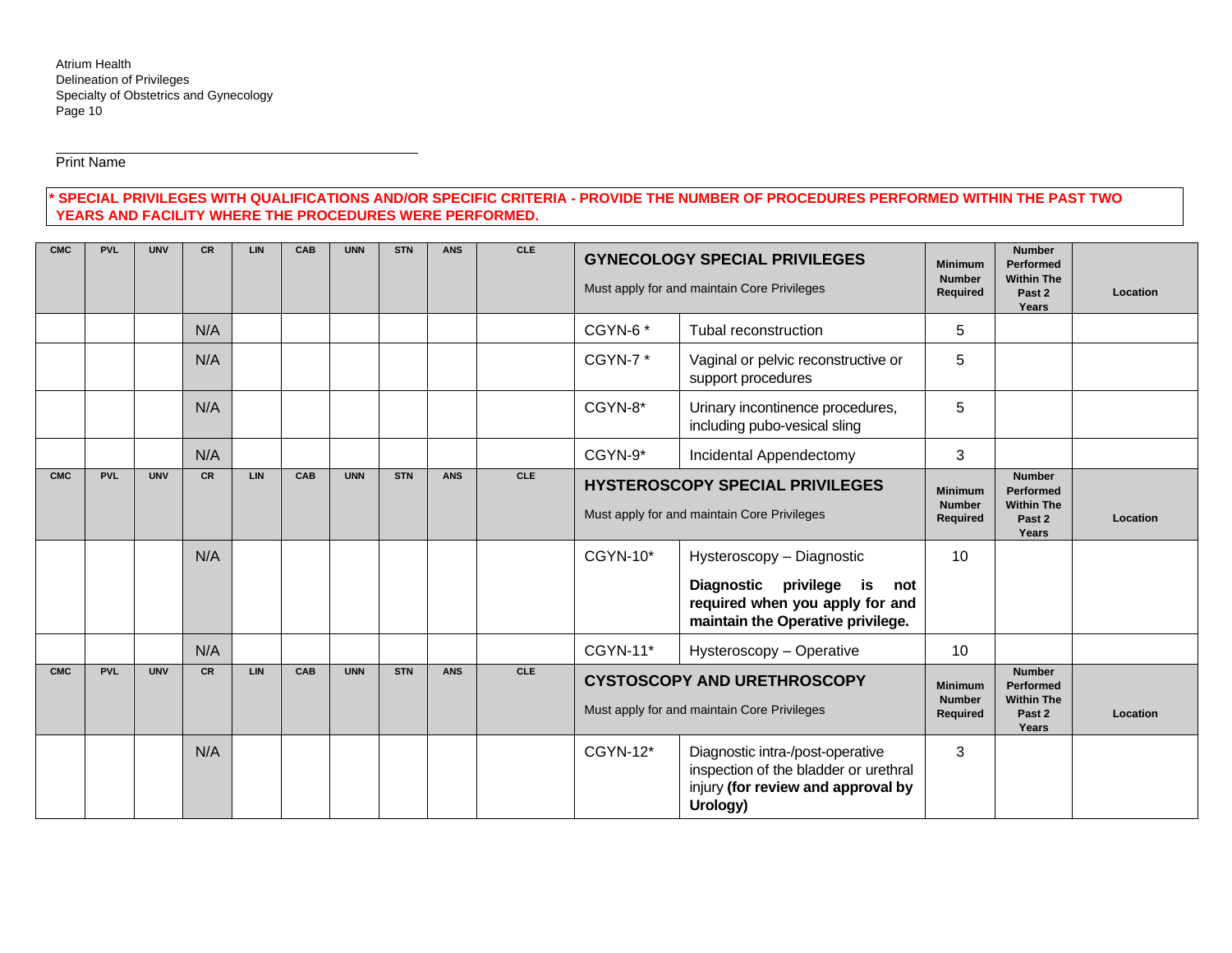Print Name

**\* SPECIAL PRIVILEGES WITH QUALIFICATIONS AND/OR SPECIFIC CRITERIA - PROVIDE THE NUMBER OF PROCEDURES PERFORMED WITHIN THE PAST TWO YEARS AND FACILITY WHERE THE PROCEDURES WERE PERFORMED.**

| CMC | PVL | UNV | CR | LIN | CAB | UNN | STN | ANS | CLE | **GYNECOLOGY SPECIAL PRIVILEGES**<br>Must apply for and maintain Core Privileges | | Minimum Number Required | Number Performed Within The Past 2 Years | Location |
|---|---|---|---|---|---|---|---|---|---|---|---|---|---|---|
| | | | N/A | | | | | | | CGYN-6 * | Tubal reconstruction | 5 | | |
| | | | N/A | | | | | | | CGYN-7 * | Vaginal or pelvic reconstructive or support procedures | 5 | | |
| | | | N/A | | | | | | | CGYN-8* | Urinary incontinence procedures, including pubo-vesical sling | 5 | | |
| | | | N/A | | | | | | | CGYN-9* | Incidental Appendectomy | 3 | | |
| **CMC** | **PVL** | **UNV** | **CR** | **LIN** | **CAB** | **UNN** | **STN** | **ANS** | **CLE** | **HYSTEROSCOPY SPECIAL PRIVILEGES**<br>Must apply for and maintain Core Privileges | | **Minimum Number Required** | **Number Performed Within The Past 2 Years** | **Location** |
| | | | N/A | | | | | | | CGYN-10* | Hysteroscopy – Diagnostic<br>**Diagnostic privilege is not required when you apply for and maintain the Operative privilege.** | 10 | | |
| | | | N/A | | | | | | | CGYN-11* | Hysteroscopy – Operative | 10 | | |
| **CMC** | **PVL** | **UNV** | **CR** | **LIN** | **CAB** | **UNN** | **STN** | **ANS** | **CLE** | **CYSTOSCOPY AND URETHROSCOPY**<br>Must apply for and maintain Core Privileges | | **Minimum Number Required** | **Number Performed Within The Past 2 Years** | **Location** |
| | | | N/A | | | | | | | CGYN-12* | Diagnostic intra-/post-operative inspection of the bladder or urethral injury **(for review and approval by Urology)** | 3 | | |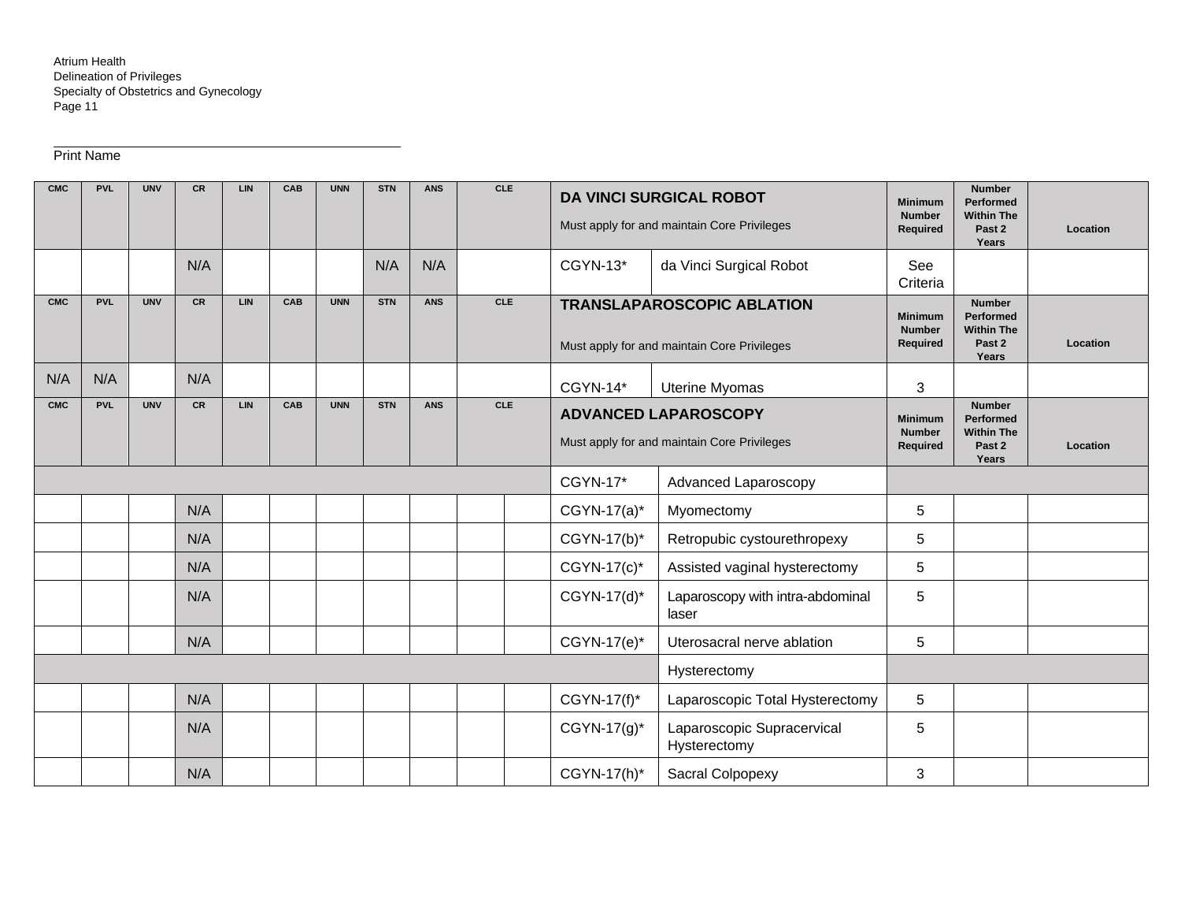Print Name

| CMC | PVL | UNV | CR | LIN | CAB | UNN | STN | ANS | CLE | **DA VINCI SURGICAL ROBOT**<br>Must apply for and maintain Core Privileges | | Minimum Number Required | Number Performed Within The Past 2 Years | Location |
|---|---|---|---|---|---|---|---|---|---|---|---|---|---|---|
| | | | N/A | | | | N/A | N/A | | CGYN-13* | da Vinci Surgical Robot | See Criteria | | |
| **CMC** | **PVL** | **UNV** | **CR** | **LIN** | **CAB** | **UNN** | **STN** | **ANS** | **CLE** | **TRANSLAPAROSCOPIC ABLATION**<br>Must apply for and maintain Core Privileges | | **Minimum Number Required** | **Number Performed Within The Past 2 Years** | **Location** |
| N/A | N/A | | N/A | | | | | | | CGYN-14* | Uterine Myomas | 3 | | |
| **CMC** | **PVL** | **UNV** | **CR** | **LIN** | **CAB** | **UNN** | **STN** | **ANS** | **CLE** | **ADVANCED LAPAROSCOPY**<br>Must apply for and maintain Core Privileges | | **Minimum Number Required** | **Number Performed Within The Past 2 Years** | **Location** |
| | | | | | | | | | | CGYN-17* | Advanced Laparoscopy | | | |
| | | | N/A | | | | | | | CGYN-17(a)* | Myomectomy | 5 | | |
| | | | N/A | | | | | | | CGYN-17(b)* | Retropubic cystourethropexy | 5 | | |
| | | | N/A | | | | | | | CGYN-17(c)* | Assisted vaginal hysterectomy | 5 | | |
| | | | N/A | | | | | | | CGYN-17(d)* | Laparoscopy with intra-abdominal laser | 5 | | |
| | | | N/A | | | | | | | CGYN-17(e)* | Uterosacral nerve ablation | 5 | | |
| | | | | | | | | | | | Hysterectomy | | | |
| | | | N/A | | | | | | | CGYN-17(f)* | Laparoscopic Total Hysterectomy | 5 | | |
| | | | N/A | | | | | | | CGYN-17(g)* | Laparoscopic Supracervical Hysterectomy | 5 | | |
| | | | N/A | | | | | | | CGYN-17(h)* | Sacral Colpopexy | 3 | | |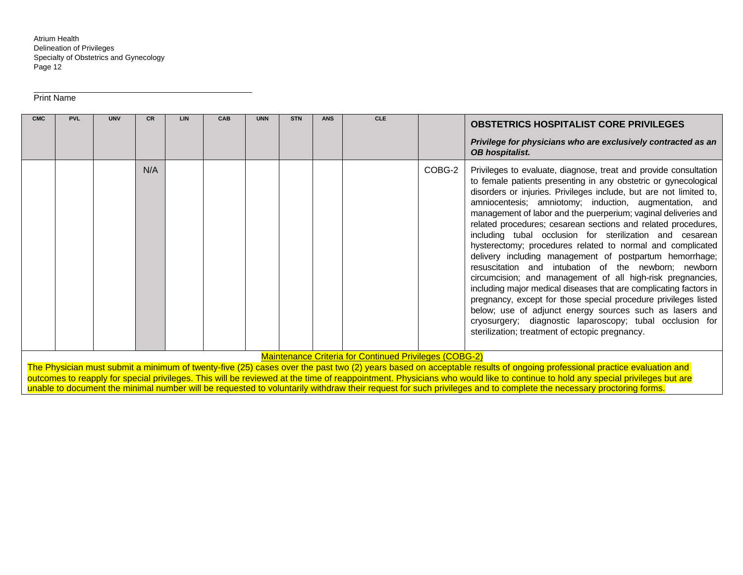Print Name

| CMC | PVL | UNV | CR | LIN | CAB | UNN | STN | ANS | CLE | | **OBSTETRICS HOSPITALIST CORE PRIVILEGES**<br>***Privilege for physicians who are exclusively contracted as an OB hospitalist.*** |
|---|---|---|---|---|---|---|---|---|---|---|---|
| | | | N/A | | | | | | | COBG-2 | Privileges to evaluate, diagnose, treat and provide consultation to female patients presenting in any obstetric or gynecological disorders or injuries. Privileges include, but are not limited to, amniocentesis; amniotomy; induction, augmentation, and management of labor and the puerperium; vaginal deliveries and related procedures; cesarean sections and related procedures, including tubal occlusion for sterilization and cesarean hysterectomy; procedures related to normal and complicated delivery including management of postpartum hemorrhage; resuscitation and intubation of the newborn; newborn circumcision; and management of all high-risk pregnancies, including major medical diseases that are complicating factors in pregnancy, except for those special procedure privileges listed below; use of adjunct energy sources such as lasers and cryosurgery; diagnostic laparoscopy; tubal occlusion for sterilization; treatment of ectopic pregnancy. |

Maintenance Criteria for Continued Privileges (COBG-2)

The Physician must submit a minimum of twenty-five (25) cases over the past two (2) years based on acceptable results of ongoing professional practice evaluation and outcomes to reapply for special privileges. This will be reviewed at the time of reappointment. Physicians who would like to continue to hold any special privileges but are unable to document the minimal number will be requested to voluntarily withdraw their request for such privileges and to complete the necessary proctoring forms.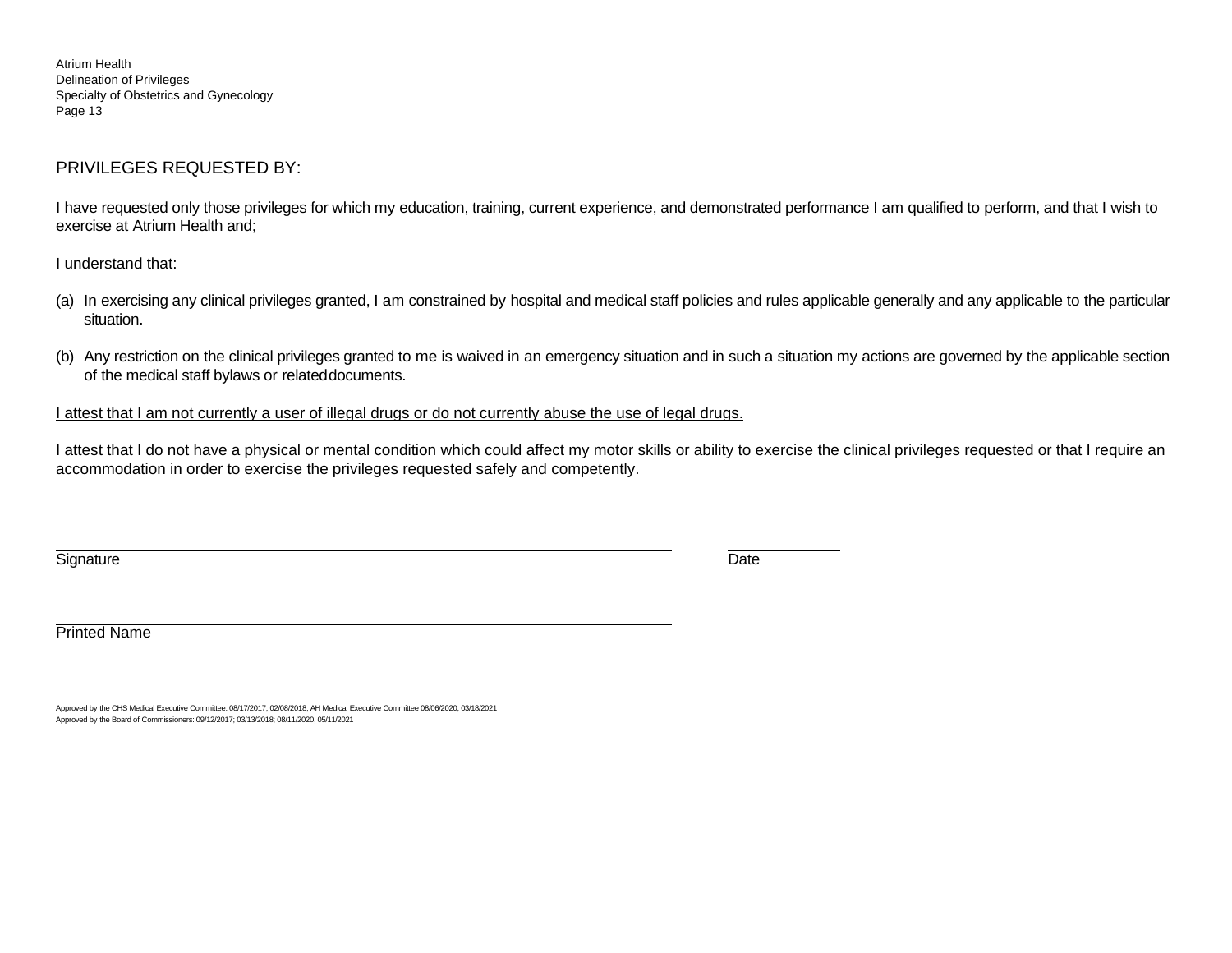## PRIVILEGES REQUESTED BY:

I have requested only those privileges for which my education, training, current experience, and demonstrated performance I am qualified to perform, and that I wish to exercise at Atrium Health and;

I understand that:

(a) In exercising any clinical privileges granted, I am constrained by hospital and medical staff policies and rules applicable generally and any applicable to the particular situation.

(b) Any restriction on the clinical privileges granted to me is waived in an emergency situation and in such a situation my actions are governed by the applicable section of the medical staff bylaws or related documents.

<u>I attest that I am not currently a user of illegal drugs or do not currently abuse the use of legal drugs.</u>

<u>I attest that I do not have a physical or mental condition which could affect my motor skills or ability to exercise the clinical privileges requested or that I require an accommodation in order to exercise the privileges requested safely and competently.</u>

\_\_\_\_\_\_\_\_\_\_\_\_\_\_\_\_\_\_\_\_\_\_\_\_\_\_\_\_\_\_\_\_\_\_\_\_\_\_\_\_\_\_\_\_\_\_\_\_ \_\_\_\_\_\_\_\_\_\_\_\_
Signature Date

\_\_\_\_\_\_\_\_\_\_\_\_\_\_\_\_\_\_\_\_\_\_\_\_\_\_\_\_\_\_\_\_\_\_\_\_\_\_\_\_\_\_\_\_\_\_\_\_
Printed Name

Approved by the CHS Medical Executive Committee: 08/17/2017; 02/08/2018; AH Medical Executive Committee 08/06/2020, 03/18/2021
Approved by the Board of Commissioners: 09/12/2017; 03/13/2018; 08/11/2020, 05/11/2021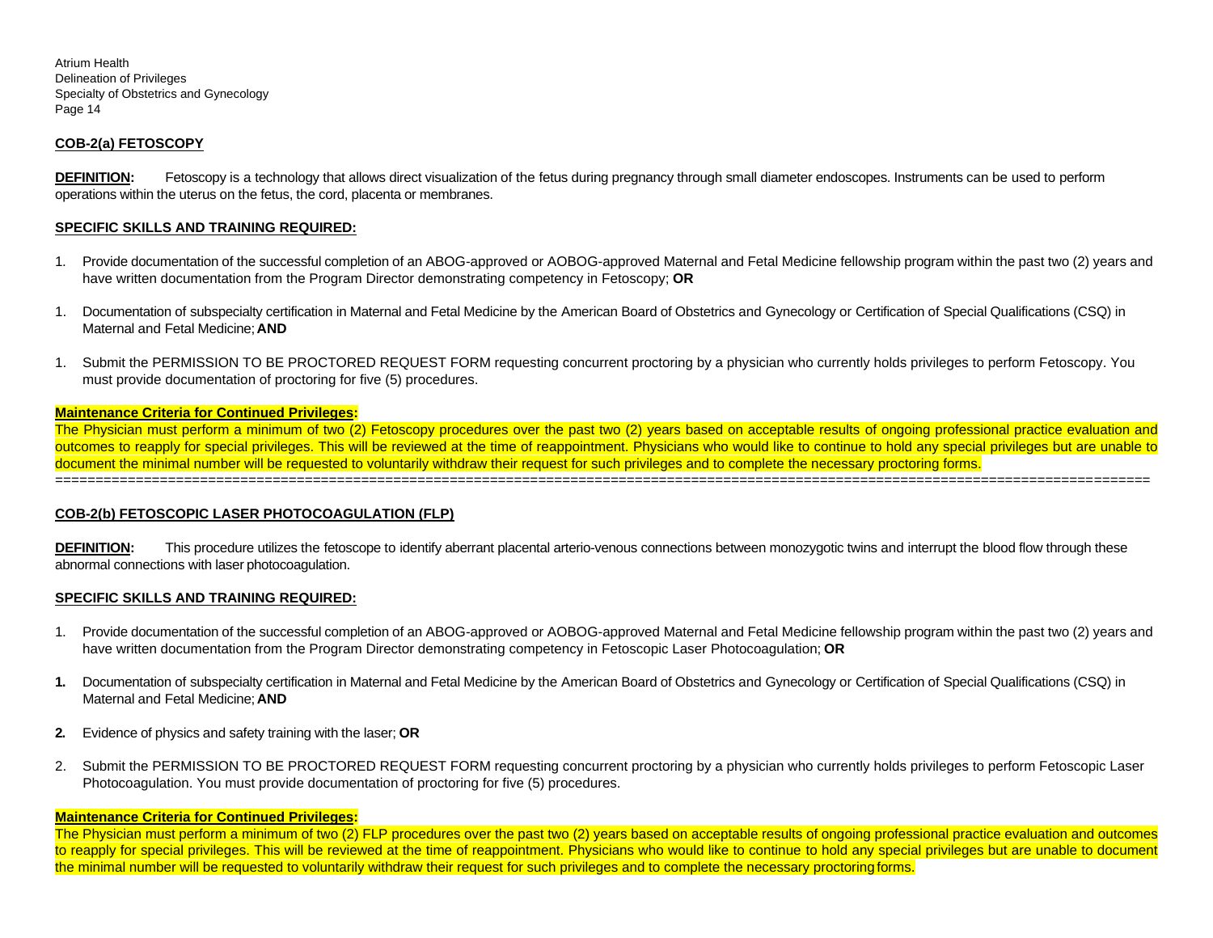## COB-2(a) FETOSCOPY

**DEFINITION:** Fetoscopy is a technology that allows direct visualization of the fetus during pregnancy through small diameter endoscopes. Instruments can be used to perform operations within the uterus on the fetus, the cord, placenta or membranes.

### SPECIFIC SKILLS AND TRAINING REQUIRED:

1. Provide documentation of the successful completion of an ABOG-approved or AOBOG-approved Maternal and Fetal Medicine fellowship program within the past two (2) years and have written documentation from the Program Director demonstrating competency in Fetoscopy; **OR**

1. Documentation of subspecialty certification in Maternal and Fetal Medicine by the American Board of Obstetrics and Gynecology or Certification of Special Qualifications (CSQ) in Maternal and Fetal Medicine; **AND**

1. Submit the PERMISSION TO BE PROCTORED REQUEST FORM requesting concurrent proctoring by a physician who currently holds privileges to perform Fetoscopy. You must provide documentation of proctoring for five (5) procedures.

**Maintenance Criteria for Continued Privileges:**

The Physician must perform a minimum of two (2) Fetoscopy procedures over the past two (2) years based on acceptable results of ongoing professional practice evaluation and outcomes to reapply for special privileges. This will be reviewed at the time of reappointment. Physicians who would like to continue to hold any special privileges but are unable to document the minimal number will be requested to voluntarily withdraw their request for such privileges and to complete the necessary proctoring forms.

=====================================================================================================================================

## COB-2(b) FETOSCOPIC LASER PHOTOCOAGULATION (FLP)

**DEFINITION:** This procedure utilizes the fetoscope to identify aberrant placental arterio-venous connections between monozygotic twins and interrupt the blood flow through these abnormal connections with laser photocoagulation.

### SPECIFIC SKILLS AND TRAINING REQUIRED:

1. Provide documentation of the successful completion of an ABOG-approved or AOBOG-approved Maternal and Fetal Medicine fellowship program within the past two (2) years and have written documentation from the Program Director demonstrating competency in Fetoscopic Laser Photocoagulation; **OR**

**1.** Documentation of subspecialty certification in Maternal and Fetal Medicine by the American Board of Obstetrics and Gynecology or Certification of Special Qualifications (CSQ) in Maternal and Fetal Medicine; **AND**

**2.** Evidence of physics and safety training with the laser; **OR**

2. Submit the PERMISSION TO BE PROCTORED REQUEST FORM requesting concurrent proctoring by a physician who currently holds privileges to perform Fetoscopic Laser Photocoagulation. You must provide documentation of proctoring for five (5) procedures.

**Maintenance Criteria for Continued Privileges:**

The Physician must perform a minimum of two (2) FLP procedures over the past two (2) years based on acceptable results of ongoing professional practice evaluation and outcomes to reapply for special privileges. This will be reviewed at the time of reappointment. Physicians who would like to continue to hold any special privileges but are unable to document the minimal number will be requested to voluntarily withdraw their request for such privileges and to complete the necessary proctoring forms.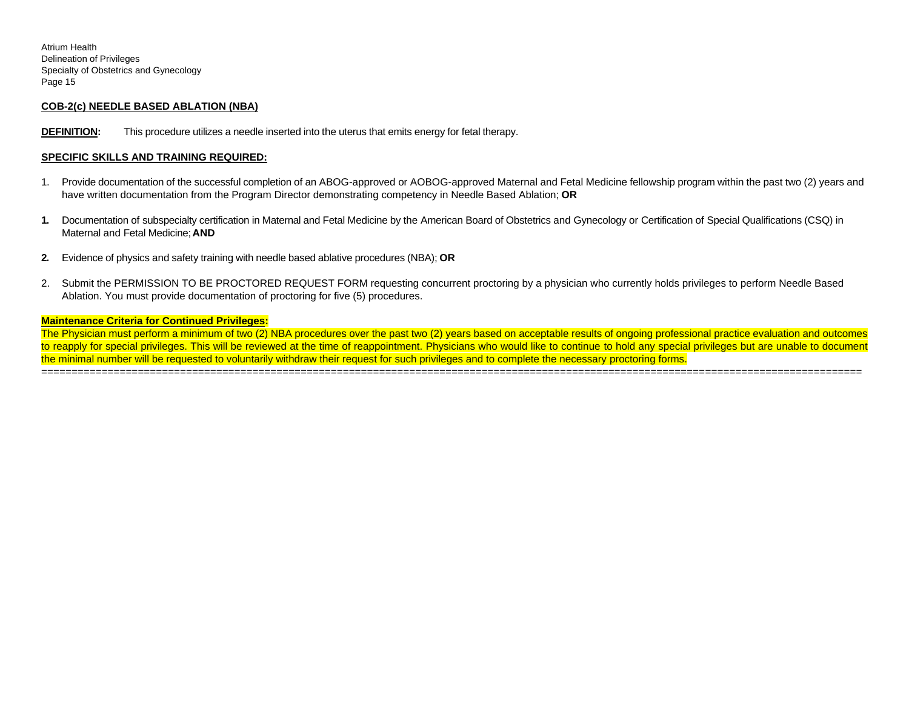## COB-2(c) NEEDLE BASED ABLATION (NBA)

**DEFINITION:** This procedure utilizes a needle inserted into the uterus that emits energy for fetal therapy.

**SPECIFIC SKILLS AND TRAINING REQUIRED:**

1. Provide documentation of the successful completion of an ABOG-approved or AOBOG-approved Maternal and Fetal Medicine fellowship program within the past two (2) years and have written documentation from the Program Director demonstrating competency in Needle Based Ablation; **OR**

**1.** Documentation of subspecialty certification in Maternal and Fetal Medicine by the American Board of Obstetrics and Gynecology or Certification of Special Qualifications (CSQ) in Maternal and Fetal Medicine; **AND**

**2.** Evidence of physics and safety training with needle based ablative procedures (NBA); **OR**

2. Submit the PERMISSION TO BE PROCTORED REQUEST FORM requesting concurrent proctoring by a physician who currently holds privileges to perform Needle Based Ablation. You must provide documentation of proctoring for five (5) procedures.

**Maintenance Criteria for Continued Privileges:**

The Physician must perform a minimum of two (2) NBA procedures over the past two (2) years based on acceptable results of ongoing professional practice evaluation and outcomes to reapply for special privileges. This will be reviewed at the time of reappointment. Physicians who would like to continue to hold any special privileges but are unable to document the minimal number will be requested to voluntarily withdraw their request for such privileges and to complete the necessary proctoring forms.

==========================================================================================================================================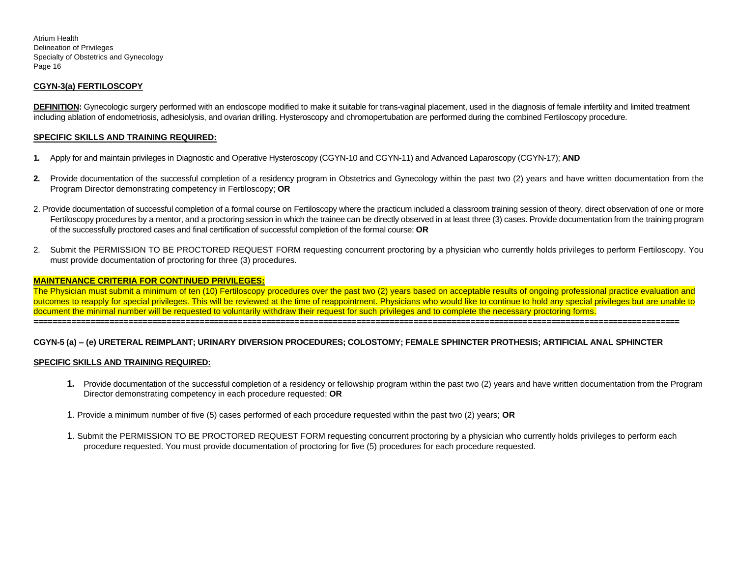**CGYN-3(a) FERTILOSCOPY**

**DEFINITION:** Gynecologic surgery performed with an endoscope modified to make it suitable for trans-vaginal placement, used in the diagnosis of female infertility and limited treatment including ablation of endometriosis, adhesiolysis, and ovarian drilling. Hysteroscopy and chromopertubation are performed during the combined Fertiloscopy procedure.

**SPECIFIC SKILLS AND TRAINING REQUIRED:**

1. Apply for and maintain privileges in Diagnostic and Operative Hysteroscopy (CGYN-10 and CGYN-11) and Advanced Laparoscopy (CGYN-17); **AND**

2. Provide documentation of the successful completion of a residency program in Obstetrics and Gynecology within the past two (2) years and have written documentation from the Program Director demonstrating competency in Fertiloscopy; **OR**

2. Provide documentation of successful completion of a formal course on Fertiloscopy where the practicum included a classroom training session of theory, direct observation of one or more Fertiloscopy procedures by a mentor, and a proctoring session in which the trainee can be directly observed in at least three (3) cases. Provide documentation from the training program of the successfully proctored cases and final certification of successful completion of the formal course; **OR**

2. Submit the PERMISSION TO BE PROCTORED REQUEST FORM requesting concurrent proctoring by a physician who currently holds privileges to perform Fertiloscopy. You must provide documentation of proctoring for three (3) procedures.

**MAINTENANCE CRITERIA FOR CONTINUED PRIVILEGES:**

The Physician must submit a minimum of ten (10) Fertiloscopy procedures over the past two (2) years based on acceptable results of ongoing professional practice evaluation and outcomes to reapply for special privileges. This will be reviewed at the time of reappointment. Physicians who would like to continue to hold any special privileges but are unable to document the minimal number will be requested to voluntarily withdraw their request for such privileges and to complete the necessary proctoring forms.

---

**CGYN-5 (a) – (e) URETERAL REIMPLANT; URINARY DIVERSION PROCEDURES; COLOSTOMY; FEMALE SPHINCTER PROTHESIS; ARTIFICIAL ANAL SPHINCTER**

**SPECIFIC SKILLS AND TRAINING REQUIRED:**

1. Provide documentation of the successful completion of a residency or fellowship program within the past two (2) years and have written documentation from the Program Director demonstrating competency in each procedure requested; **OR**

1. Provide a minimum number of five (5) cases performed of each procedure requested within the past two (2) years; **OR**

1. Submit the PERMISSION TO BE PROCTORED REQUEST FORM requesting concurrent proctoring by a physician who currently holds privileges to perform each procedure requested. You must provide documentation of proctoring for five (5) procedures for each procedure requested.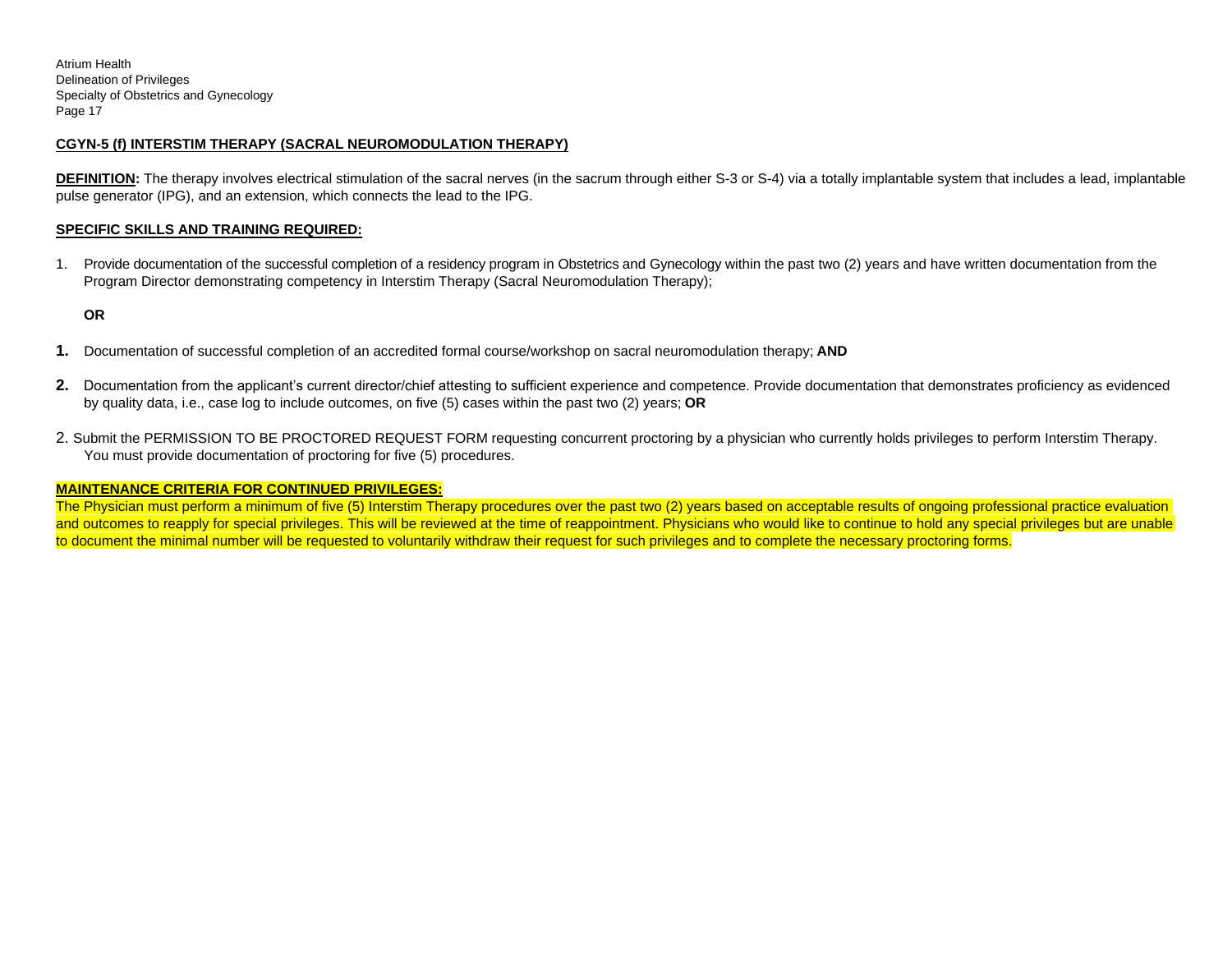## CGYN-5 (f) INTERSTIM THERAPY (SACRAL NEUROMODULATION THERAPY)

**DEFINITION:** The therapy involves electrical stimulation of the sacral nerves (in the sacrum through either S-3 or S-4) via a totally implantable system that includes a lead, implantable pulse generator (IPG), and an extension, which connects the lead to the IPG.

**SPECIFIC SKILLS AND TRAINING REQUIRED:**

1. Provide documentation of the successful completion of a residency program in Obstetrics and Gynecology within the past two (2) years and have written documentation from the Program Director demonstrating competency in Interstim Therapy (Sacral Neuromodulation Therapy);

   **OR**

1. Documentation of successful completion of an accredited formal course/workshop on sacral neuromodulation therapy; **AND**

2. Documentation from the applicant's current director/chief attesting to sufficient experience and competence. Provide documentation that demonstrates proficiency as evidenced by quality data, i.e., case log to include outcomes, on five (5) cases within the past two (2) years; **OR**

2. Submit the PERMISSION TO BE PROCTORED REQUEST FORM requesting concurrent proctoring by a physician who currently holds privileges to perform Interstim Therapy. You must provide documentation of proctoring for five (5) procedures.

**MAINTENANCE CRITERIA FOR CONTINUED PRIVILEGES:**

The Physician must perform a minimum of five (5) Interstim Therapy procedures over the past two (2) years based on acceptable results of ongoing professional practice evaluation and outcomes to reapply for special privileges. This will be reviewed at the time of reappointment. Physicians who would like to continue to hold any special privileges but are unable to document the minimal number will be requested to voluntarily withdraw their request for such privileges and to complete the necessary proctoring forms.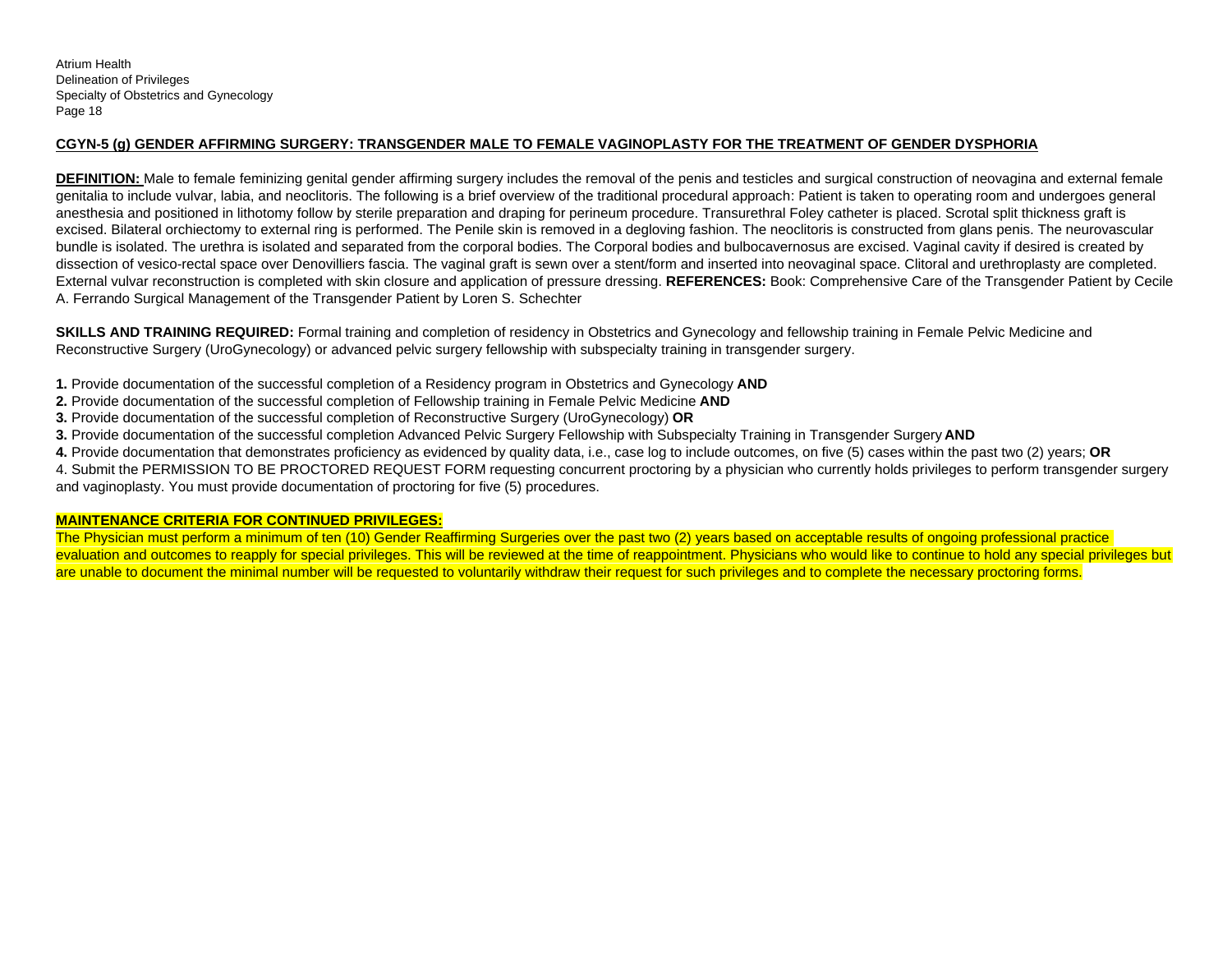**CGYN-5 (g) GENDER AFFIRMING SURGERY: TRANSGENDER MALE TO FEMALE VAGINOPLASTY FOR THE TREATMENT OF GENDER DYSPHORIA**

**DEFINITION:** Male to female feminizing genital gender affirming surgery includes the removal of the penis and testicles and surgical construction of neovagina and external female genitalia to include vulvar, labia, and neoclitoris. The following is a brief overview of the traditional procedural approach: Patient is taken to operating room and undergoes general anesthesia and positioned in lithotomy follow by sterile preparation and draping for perineum procedure. Transurethral Foley catheter is placed. Scrotal split thickness graft is excised. Bilateral orchiectomy to external ring is performed. The Penile skin is removed in a degloving fashion. The neoclitoris is constructed from glans penis. The neurovascular bundle is isolated. The urethra is isolated and separated from the corporal bodies. The Corporal bodies and bulbocavernosus are excised. Vaginal cavity if desired is created by dissection of vesico-rectal space over Denovilliers fascia. The vaginal graft is sewn over a stent/form and inserted into neovaginal space. Clitoral and urethroplasty are completed. External vulvar reconstruction is completed with skin closure and application of pressure dressing. **REFERENCES:** Book: Comprehensive Care of the Transgender Patient by Cecile A. Ferrando Surgical Management of the Transgender Patient by Loren S. Schechter

**SKILLS AND TRAINING REQUIRED:** Formal training and completion of residency in Obstetrics and Gynecology and fellowship training in Female Pelvic Medicine and Reconstructive Surgery (UroGynecology) or advanced pelvic surgery fellowship with subspecialty training in transgender surgery.

**1.** Provide documentation of the successful completion of a Residency program in Obstetrics and Gynecology **AND**
**2.** Provide documentation of the successful completion of Fellowship training in Female Pelvic Medicine **AND**
**3.** Provide documentation of the successful completion of Reconstructive Surgery (UroGynecology) **OR**
**3.** Provide documentation of the successful completion Advanced Pelvic Surgery Fellowship with Subspecialty Training in Transgender Surgery **AND**
**4.** Provide documentation that demonstrates proficiency as evidenced by quality data, i.e., case log to include outcomes, on five (5) cases within the past two (2) years; **OR**
4. Submit the PERMISSION TO BE PROCTORED REQUEST FORM requesting concurrent proctoring by a physician who currently holds privileges to perform transgender surgery and vaginoplasty. You must provide documentation of proctoring for five (5) procedures.

**MAINTENANCE CRITERIA FOR CONTINUED PRIVILEGES:**
The Physician must perform a minimum of ten (10) Gender Reaffirming Surgeries over the past two (2) years based on acceptable results of ongoing professional practice evaluation and outcomes to reapply for special privileges. This will be reviewed at the time of reappointment. Physicians who would like to continue to hold any special privileges but are unable to document the minimal number will be requested to voluntarily withdraw their request for such privileges and to complete the necessary proctoring forms.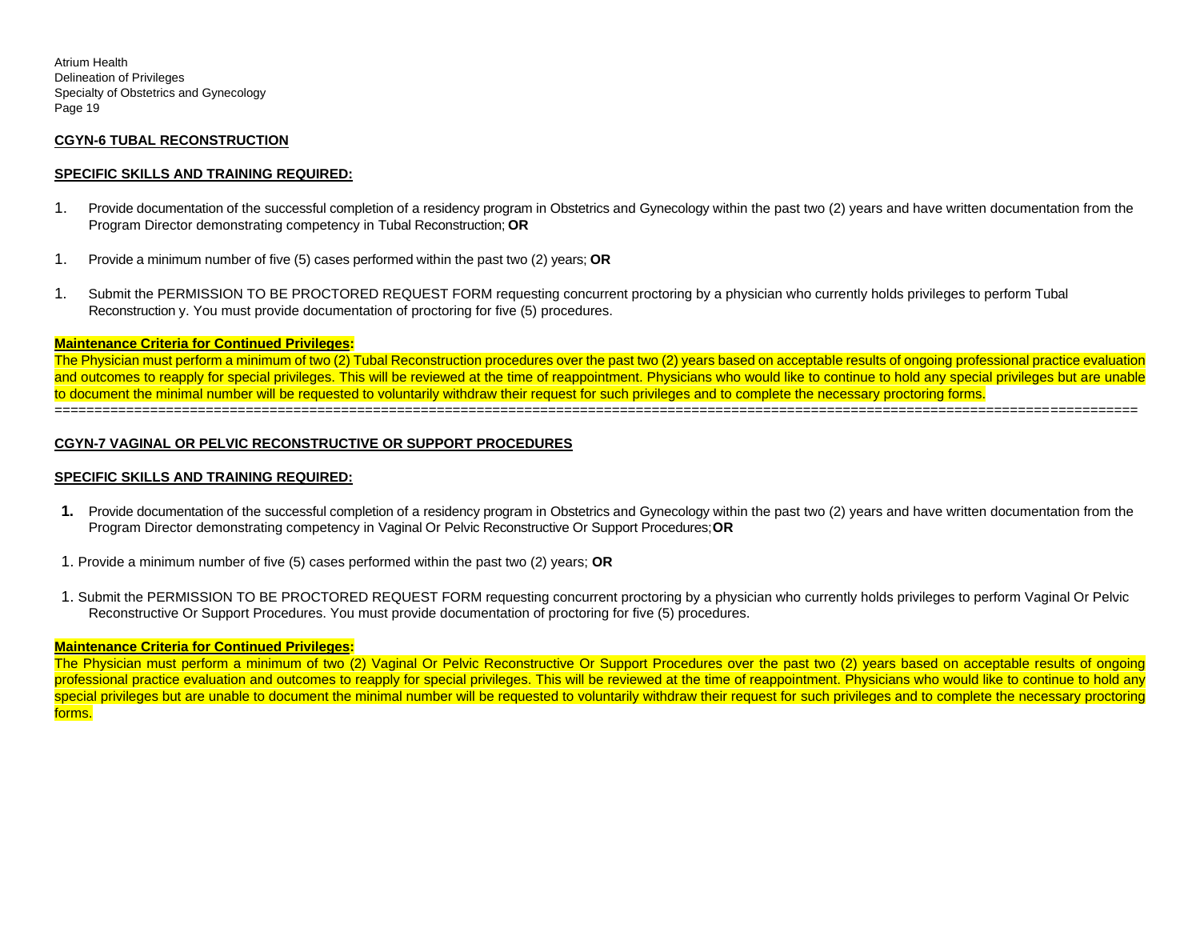**CGYN-6 TUBAL RECONSTRUCTION**

**SPECIFIC SKILLS AND TRAINING REQUIRED:**

1. Provide documentation of the successful completion of a residency program in Obstetrics and Gynecology within the past two (2) years and have written documentation from the Program Director demonstrating competency in Tubal Reconstruction; **OR**

1. Provide a minimum number of five (5) cases performed within the past two (2) years; **OR**

1. Submit the PERMISSION TO BE PROCTORED REQUEST FORM requesting concurrent proctoring by a physician who currently holds privileges to perform Tubal Reconstruction y. You must provide documentation of proctoring for five (5) procedures.

**Maintenance Criteria for Continued Privileges:**

The Physician must perform a minimum of two (2) Tubal Reconstruction procedures over the past two (2) years based on acceptable results of ongoing professional practice evaluation and outcomes to reapply for special privileges. This will be reviewed at the time of reappointment. Physicians who would like to continue to hold any special privileges but are unable to document the minimal number will be requested to voluntarily withdraw their request for such privileges and to complete the necessary proctoring forms.

=====================================================================================================================================

**CGYN-7 VAGINAL OR PELVIC RECONSTRUCTIVE OR SUPPORT PROCEDURES**

**SPECIFIC SKILLS AND TRAINING REQUIRED:**

1. Provide documentation of the successful completion of a residency program in Obstetrics and Gynecology within the past two (2) years and have written documentation from the Program Director demonstrating competency in Vaginal Or Pelvic Reconstructive Or Support Procedures; **OR**

1. Provide a minimum number of five (5) cases performed within the past two (2) years; **OR**

1. Submit the PERMISSION TO BE PROCTORED REQUEST FORM requesting concurrent proctoring by a physician who currently holds privileges to perform Vaginal Or Pelvic Reconstructive Or Support Procedures. You must provide documentation of proctoring for five (5) procedures.

**Maintenance Criteria for Continued Privileges:**

The Physician must perform a minimum of two (2) Vaginal Or Pelvic Reconstructive Or Support Procedures over the past two (2) years based on acceptable results of ongoing professional practice evaluation and outcomes to reapply for special privileges. This will be reviewed at the time of reappointment. Physicians who would like to continue to hold any special privileges but are unable to document the minimal number will be requested to voluntarily withdraw their request for such privileges and to complete the necessary proctoring forms.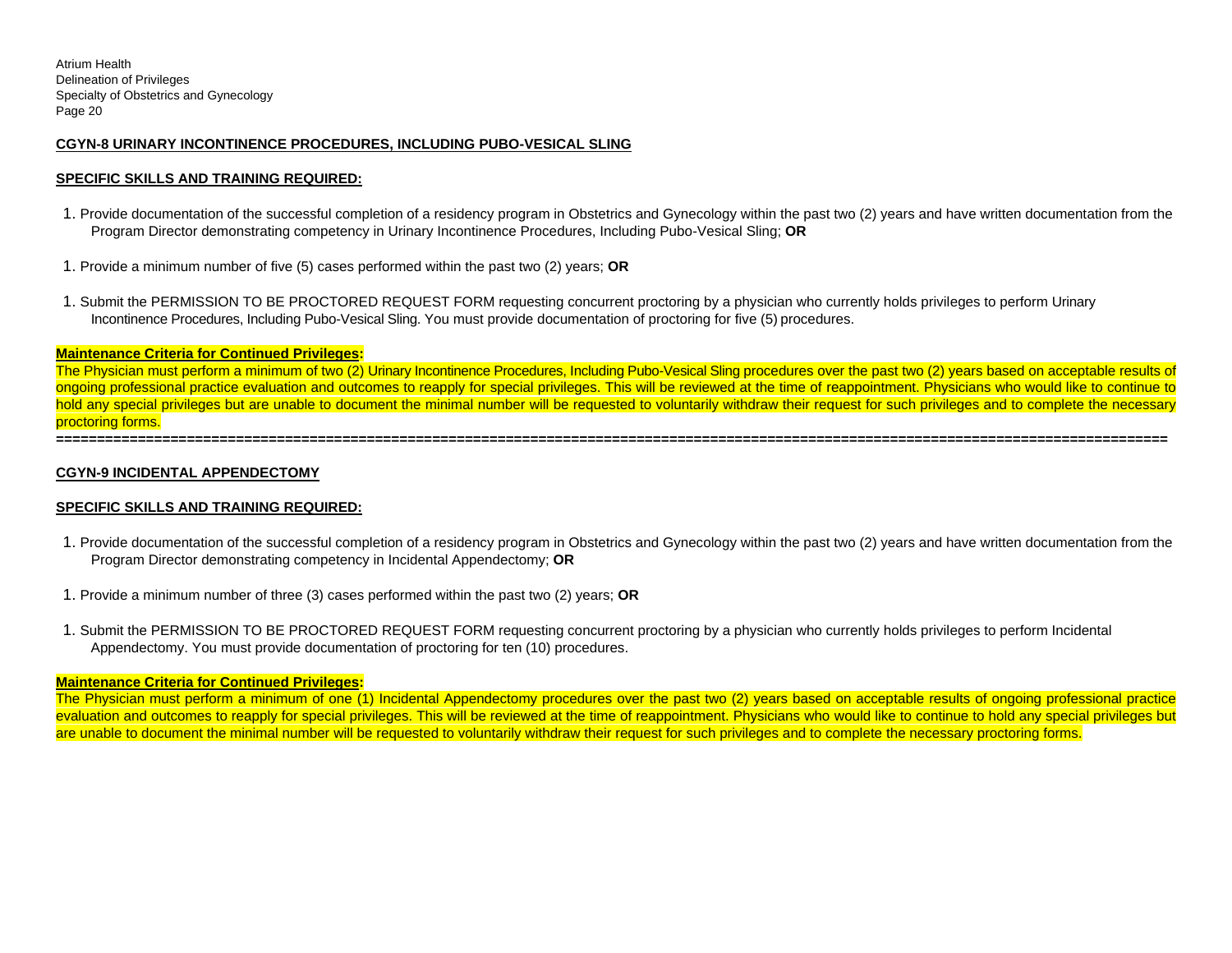**CGYN-8 URINARY INCONTINENCE PROCEDURES, INCLUDING PUBO-VESICAL SLING**

**SPECIFIC SKILLS AND TRAINING REQUIRED:**

1. Provide documentation of the successful completion of a residency program in Obstetrics and Gynecology within the past two (2) years and have written documentation from the Program Director demonstrating competency in Urinary Incontinence Procedures, Including Pubo-Vesical Sling; **OR**

1. Provide a minimum number of five (5) cases performed within the past two (2) years; **OR**

1. Submit the PERMISSION TO BE PROCTORED REQUEST FORM requesting concurrent proctoring by a physician who currently holds privileges to perform Urinary Incontinence Procedures, Including Pubo-Vesical Sling. You must provide documentation of proctoring for five (5) procedures.

**Maintenance Criteria for Continued Privileges:**

The Physician must perform a minimum of two (2) Urinary Incontinence Procedures, Including Pubo-Vesical Sling procedures over the past two (2) years based on acceptable results of ongoing professional practice evaluation and outcomes to reapply for special privileges. This will be reviewed at the time of reappointment. Physicians who would like to continue to hold any special privileges but are unable to document the minimal number will be requested to voluntarily withdraw their request for such privileges and to complete the necessary proctoring forms.

---

**CGYN-9 INCIDENTAL APPENDECTOMY**

**SPECIFIC SKILLS AND TRAINING REQUIRED:**

1. Provide documentation of the successful completion of a residency program in Obstetrics and Gynecology within the past two (2) years and have written documentation from the Program Director demonstrating competency in Incidental Appendectomy; **OR**

1. Provide a minimum number of three (3) cases performed within the past two (2) years; **OR**

1. Submit the PERMISSION TO BE PROCTORED REQUEST FORM requesting concurrent proctoring by a physician who currently holds privileges to perform Incidental Appendectomy. You must provide documentation of proctoring for ten (10) procedures.

**Maintenance Criteria for Continued Privileges:**

The Physician must perform a minimum of one (1) Incidental Appendectomy procedures over the past two (2) years based on acceptable results of ongoing professional practice evaluation and outcomes to reapply for special privileges. This will be reviewed at the time of reappointment. Physicians who would like to continue to hold any special privileges but are unable to document the minimal number will be requested to voluntarily withdraw their request for such privileges and to complete the necessary proctoring forms.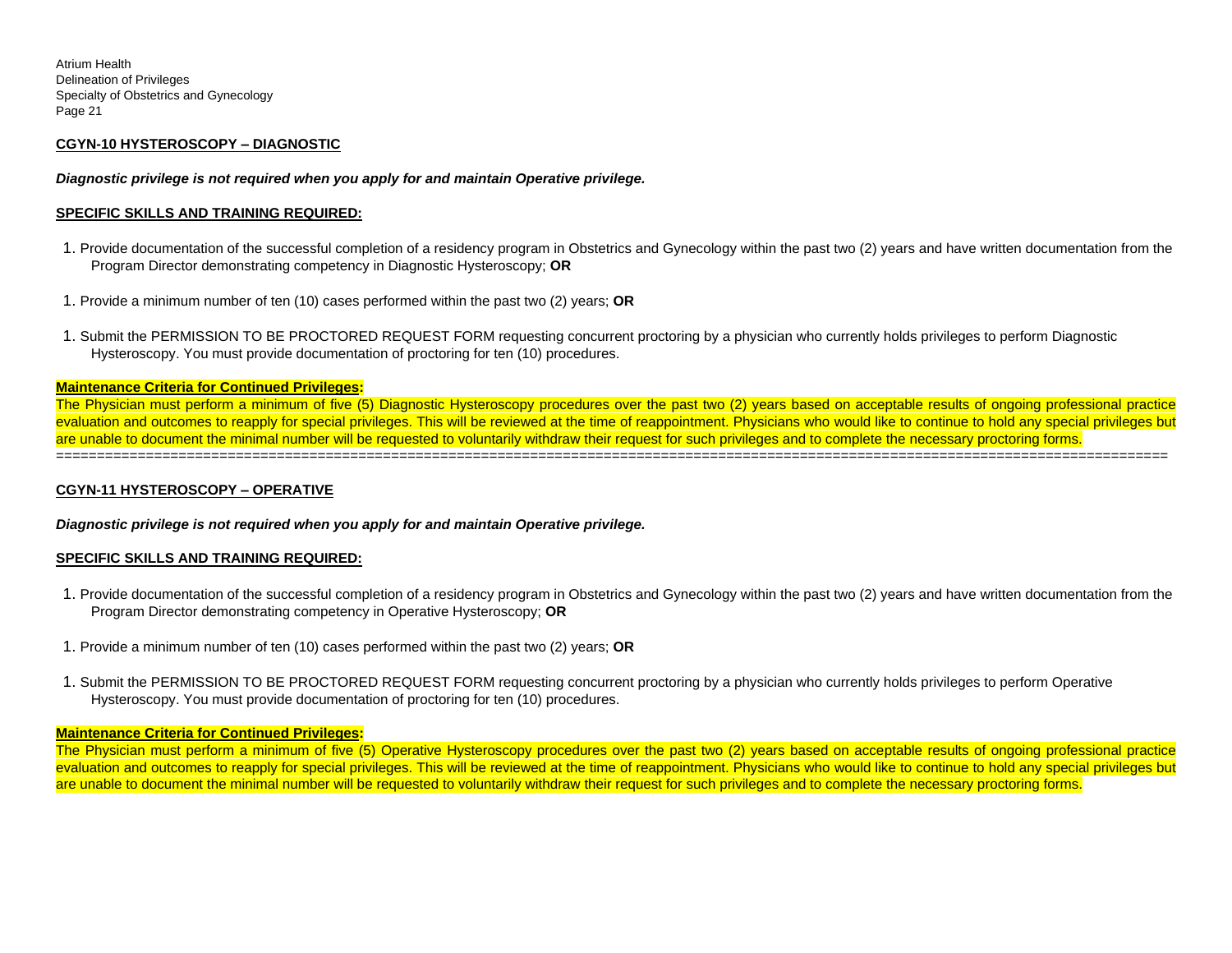**CGYN-10 HYSTEROSCOPY – DIAGNOSTIC**

***Diagnostic privilege is not required when you apply for and maintain Operative privilege.***

**SPECIFIC SKILLS AND TRAINING REQUIRED:**

1. Provide documentation of the successful completion of a residency program in Obstetrics and Gynecology within the past two (2) years and have written documentation from the Program Director demonstrating competency in Diagnostic Hysteroscopy; **OR**

1. Provide a minimum number of ten (10) cases performed within the past two (2) years; **OR**

1. Submit the PERMISSION TO BE PROCTORED REQUEST FORM requesting concurrent proctoring by a physician who currently holds privileges to perform Diagnostic Hysteroscopy. You must provide documentation of proctoring for ten (10) procedures.

**Maintenance Criteria for Continued Privileges:**

The Physician must perform a minimum of five (5) Diagnostic Hysteroscopy procedures over the past two (2) years based on acceptable results of ongoing professional practice evaluation and outcomes to reapply for special privileges. This will be reviewed at the time of reappointment. Physicians who would like to continue to hold any special privileges but are unable to document the minimal number will be requested to voluntarily withdraw their request for such privileges and to complete the necessary proctoring forms.

==================================================================================================================================

**CGYN-11 HYSTEROSCOPY – OPERATIVE**

***Diagnostic privilege is not required when you apply for and maintain Operative privilege.***

**SPECIFIC SKILLS AND TRAINING REQUIRED:**

1. Provide documentation of the successful completion of a residency program in Obstetrics and Gynecology within the past two (2) years and have written documentation from the Program Director demonstrating competency in Operative Hysteroscopy; **OR**

1. Provide a minimum number of ten (10) cases performed within the past two (2) years; **OR**

1. Submit the PERMISSION TO BE PROCTORED REQUEST FORM requesting concurrent proctoring by a physician who currently holds privileges to perform Operative Hysteroscopy. You must provide documentation of proctoring for ten (10) procedures.

**Maintenance Criteria for Continued Privileges:**

The Physician must perform a minimum of five (5) Operative Hysteroscopy procedures over the past two (2) years based on acceptable results of ongoing professional practice evaluation and outcomes to reapply for special privileges. This will be reviewed at the time of reappointment. Physicians who would like to continue to hold any special privileges but are unable to document the minimal number will be requested to voluntarily withdraw their request for such privileges and to complete the necessary proctoring forms.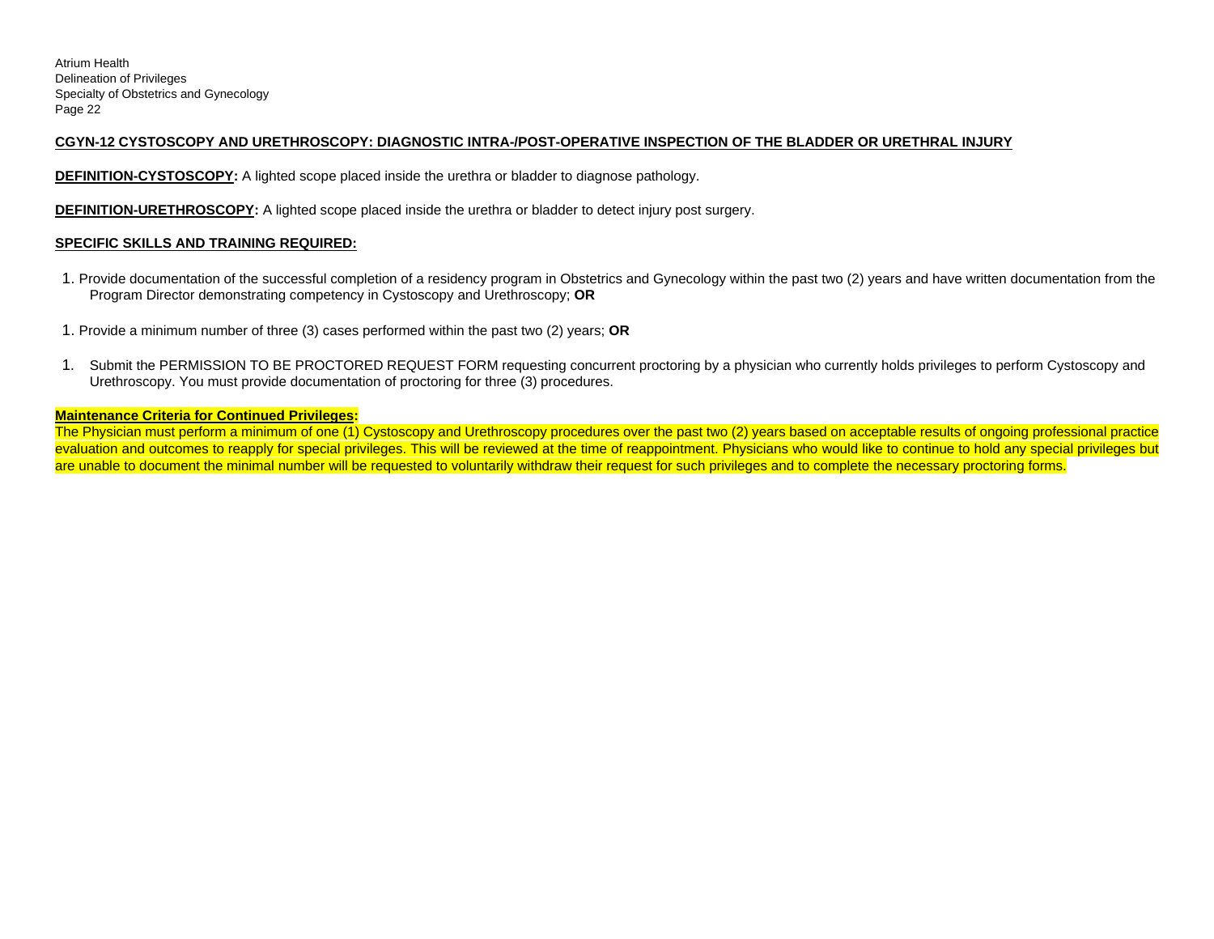**CGYN-12 CYSTOSCOPY AND URETHROSCOPY: DIAGNOSTIC INTRA-/POST-OPERATIVE INSPECTION OF THE BLADDER OR URETHRAL INJURY**

**DEFINITION-CYSTOSCOPY:** A lighted scope placed inside the urethra or bladder to diagnose pathology.

**DEFINITION-URETHROSCOPY:** A lighted scope placed inside the urethra or bladder to detect injury post surgery.

**SPECIFIC SKILLS AND TRAINING REQUIRED:**

1. Provide documentation of the successful completion of a residency program in Obstetrics and Gynecology within the past two (2) years and have written documentation from the Program Director demonstrating competency in Cystoscopy and Urethroscopy; **OR**

1. Provide a minimum number of three (3) cases performed within the past two (2) years; **OR**

1. Submit the PERMISSION TO BE PROCTORED REQUEST FORM requesting concurrent proctoring by a physician who currently holds privileges to perform Cystoscopy and Urethroscopy. You must provide documentation of proctoring for three (3) procedures.

**Maintenance Criteria for Continued Privileges:**
The Physician must perform a minimum of one (1) Cystoscopy and Urethroscopy procedures over the past two (2) years based on acceptable results of ongoing professional practice evaluation and outcomes to reapply for special privileges. This will be reviewed at the time of reappointment. Physicians who would like to continue to hold any special privileges but are unable to document the minimal number will be requested to voluntarily withdraw their request for such privileges and to complete the necessary proctoring forms.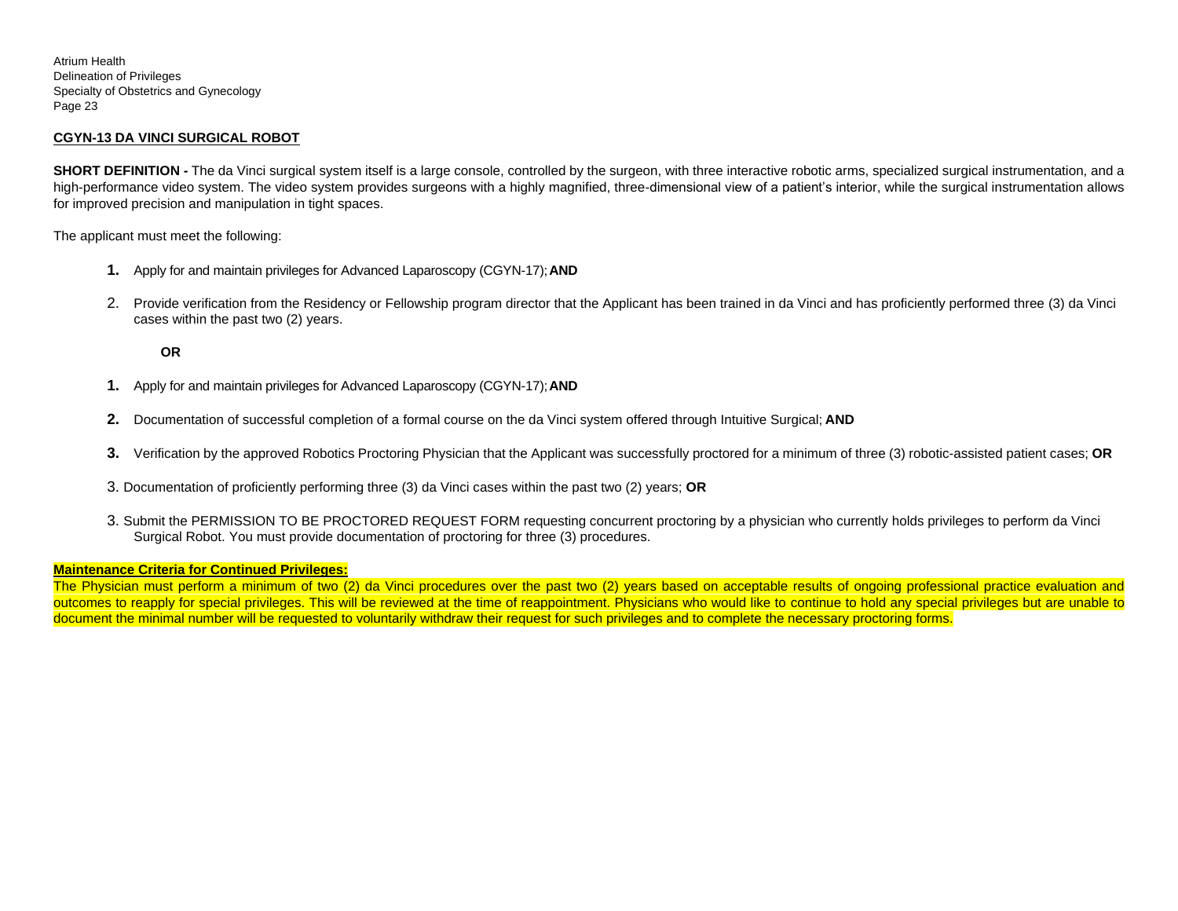## CGYN-13 DA VINCI SURGICAL ROBOT

**SHORT DEFINITION -** The da Vinci surgical system itself is a large console, controlled by the surgeon, with three interactive robotic arms, specialized surgical instrumentation, and a high-performance video system. The video system provides surgeons with a highly magnified, three-dimensional view of a patient's interior, while the surgical instrumentation allows for improved precision and manipulation in tight spaces.

The applicant must meet the following:

1. Apply for and maintain privileges for Advanced Laparoscopy (CGYN-17); **AND**
2. Provide verification from the Residency or Fellowship program director that the Applicant has been trained in da Vinci and has proficiently performed three (3) da Vinci cases within the past two (2) years.

**OR**

1. Apply for and maintain privileges for Advanced Laparoscopy (CGYN-17); **AND**
2. Documentation of successful completion of a formal course on the da Vinci system offered through Intuitive Surgical; **AND**
3. Verification by the approved Robotics Proctoring Physician that the Applicant was successfully proctored for a minimum of three (3) robotic-assisted patient cases; **OR**

3. Documentation of proficiently performing three (3) da Vinci cases within the past two (2) years; **OR**

3. Submit the PERMISSION TO BE PROCTORED REQUEST FORM requesting concurrent proctoring by a physician who currently holds privileges to perform da Vinci Surgical Robot. You must provide documentation of proctoring for three (3) procedures.

**Maintenance Criteria for Continued Privileges:**

The Physician must perform a minimum of two (2) da Vinci procedures over the past two (2) years based on acceptable results of ongoing professional practice evaluation and outcomes to reapply for special privileges. This will be reviewed at the time of reappointment. Physicians who would like to continue to hold any special privileges but are unable to document the minimal number will be requested to voluntarily withdraw their request for such privileges and to complete the necessary proctoring forms.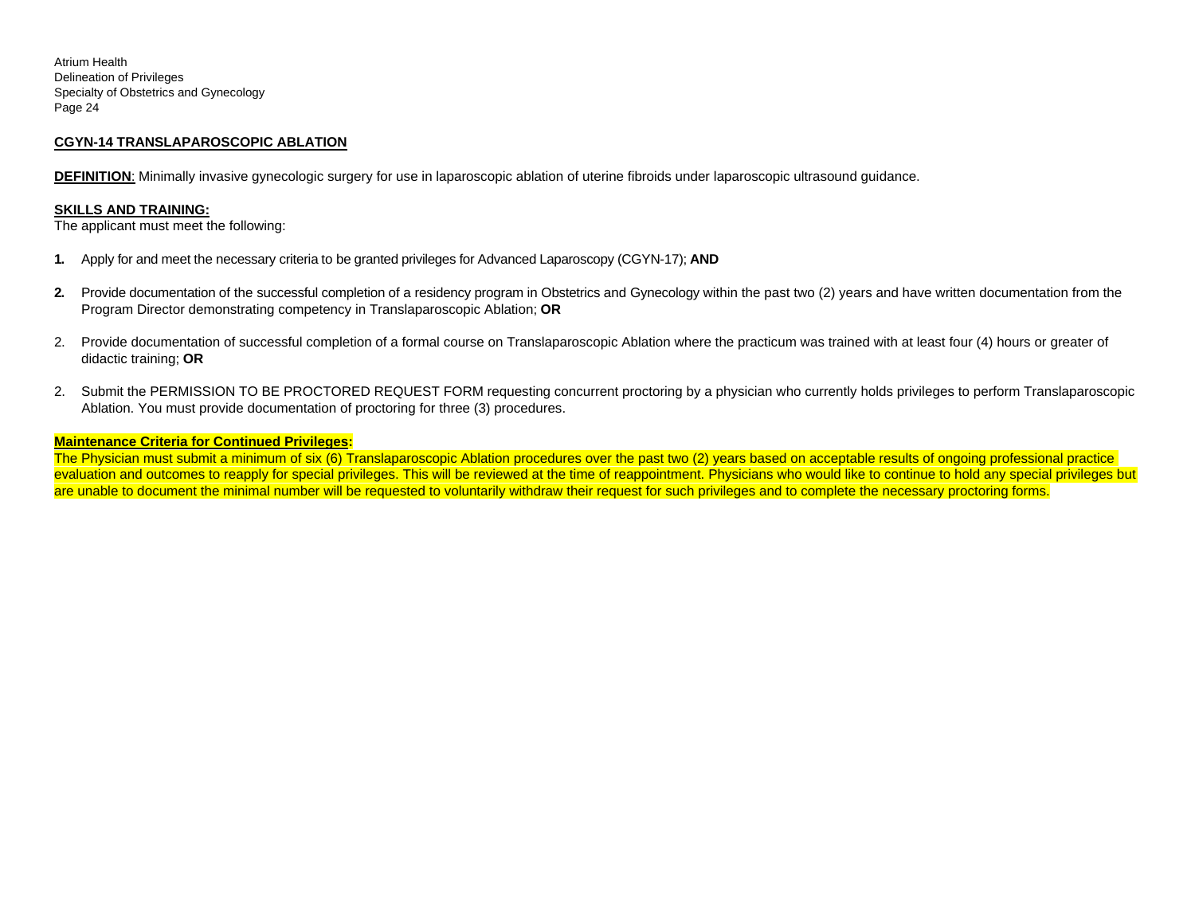## CGYN-14 TRANSLAPAROSCOPIC ABLATION

**DEFINITION**: Minimally invasive gynecologic surgery for use in laparoscopic ablation of uterine fibroids under laparoscopic ultrasound guidance.

**SKILLS AND TRAINING:**

The applicant must meet the following:

1. Apply for and meet the necessary criteria to be granted privileges for Advanced Laparoscopy (CGYN-17); **AND**

2. Provide documentation of the successful completion of a residency program in Obstetrics and Gynecology within the past two (2) years and have written documentation from the Program Director demonstrating competency in Translaparoscopic Ablation; **OR**

2. Provide documentation of successful completion of a formal course on Translaparoscopic Ablation where the practicum was trained with at least four (4) hours or greater of didactic training; **OR**

2. Submit the PERMISSION TO BE PROCTORED REQUEST FORM requesting concurrent proctoring by a physician who currently holds privileges to perform Translaparoscopic Ablation. You must provide documentation of proctoring for three (3) procedures.

**Maintenance Criteria for Continued Privileges:**

The Physician must submit a minimum of six (6) Translaparoscopic Ablation procedures over the past two (2) years based on acceptable results of ongoing professional practice evaluation and outcomes to reapply for special privileges. This will be reviewed at the time of reappointment. Physicians who would like to continue to hold any special privileges but are unable to document the minimal number will be requested to voluntarily withdraw their request for such privileges and to complete the necessary proctoring forms.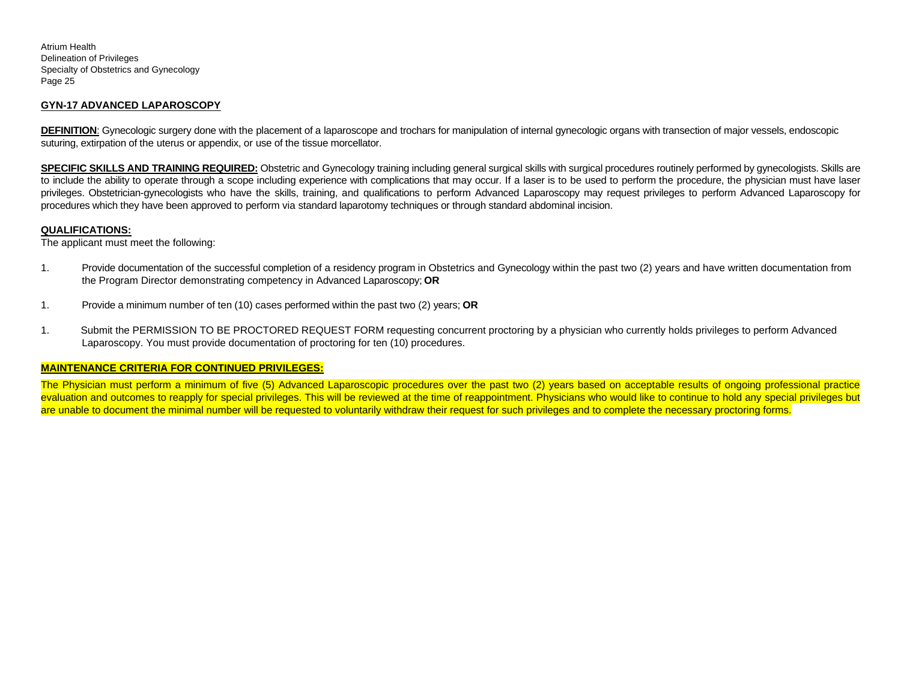## GYN-17 ADVANCED LAPAROSCOPY

**DEFINITION**: Gynecologic surgery done with the placement of a laparoscope and trochars for manipulation of internal gynecologic organs with transection of major vessels, endoscopic suturing, extirpation of the uterus or appendix, or use of the tissue morcellator.

**SPECIFIC SKILLS AND TRAINING REQUIRED:** Obstetric and Gynecology training including general surgical skills with surgical procedures routinely performed by gynecologists. Skills are to include the ability to operate through a scope including experience with complications that may occur. If a laser is to be used to perform the procedure, the physician must have laser privileges. Obstetrician-gynecologists who have the skills, training, and qualifications to perform Advanced Laparoscopy may request privileges to perform Advanced Laparoscopy for procedures which they have been approved to perform via standard laparotomy techniques or through standard abdominal incision.

**QUALIFICATIONS:**

The applicant must meet the following:

1. Provide documentation of the successful completion of a residency program in Obstetrics and Gynecology within the past two (2) years and have written documentation from the Program Director demonstrating competency in Advanced Laparoscopy; **OR**

1. Provide a minimum number of ten (10) cases performed within the past two (2) years; **OR**

1. Submit the PERMISSION TO BE PROCTORED REQUEST FORM requesting concurrent proctoring by a physician who currently holds privileges to perform Advanced Laparoscopy. You must provide documentation of proctoring for ten (10) procedures.

**MAINTENANCE CRITERIA FOR CONTINUED PRIVILEGES:**

The Physician must perform a minimum of five (5) Advanced Laparoscopic procedures over the past two (2) years based on acceptable results of ongoing professional practice evaluation and outcomes to reapply for special privileges. This will be reviewed at the time of reappointment. Physicians who would like to continue to hold any special privileges but are unable to document the minimal number will be requested to voluntarily withdraw their request for such privileges and to complete the necessary proctoring forms.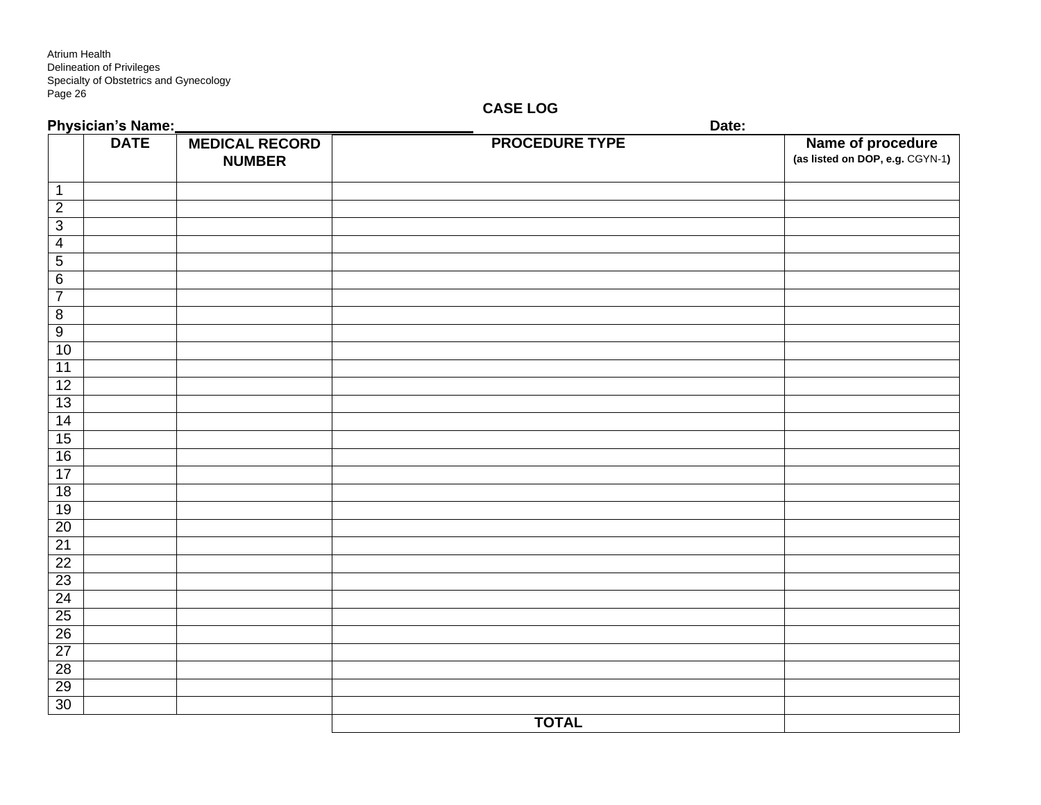## CASE LOG

**Physician's Name:**\_\_\_\_\_\_\_\_\_\_\_\_\_\_\_\_\_\_\_\_\_\_\_\_\_\_\_\_\_\_\_\_\_\_\_ **Date:**

| | DATE | MEDICAL RECORD NUMBER | PROCEDURE TYPE | Name of procedure (as listed on DOP, e.g. CGYN-1) |
|---|---|---|---|---|
| 1 | | | | |
| 2 | | | | |
| 3 | | | | |
| 4 | | | | |
| 5 | | | | |
| 6 | | | | |
| 7 | | | | |
| 8 | | | | |
| 9 | | | | |
| 10 | | | | |
| 11 | | | | |
| 12 | | | | |
| 13 | | | | |
| 14 | | | | |
| 15 | | | | |
| 16 | | | | |
| 17 | | | | |
| 18 | | | | |
| 19 | | | | |
| 20 | | | | |
| 21 | | | | |
| 22 | | | | |
| 23 | | | | |
| 24 | | | | |
| 25 | | | | |
| 26 | | | | |
| 27 | | | | |
| 28 | | | | |
| 29 | | | | |
| 30 | | | | |
| | | | **TOTAL** | |